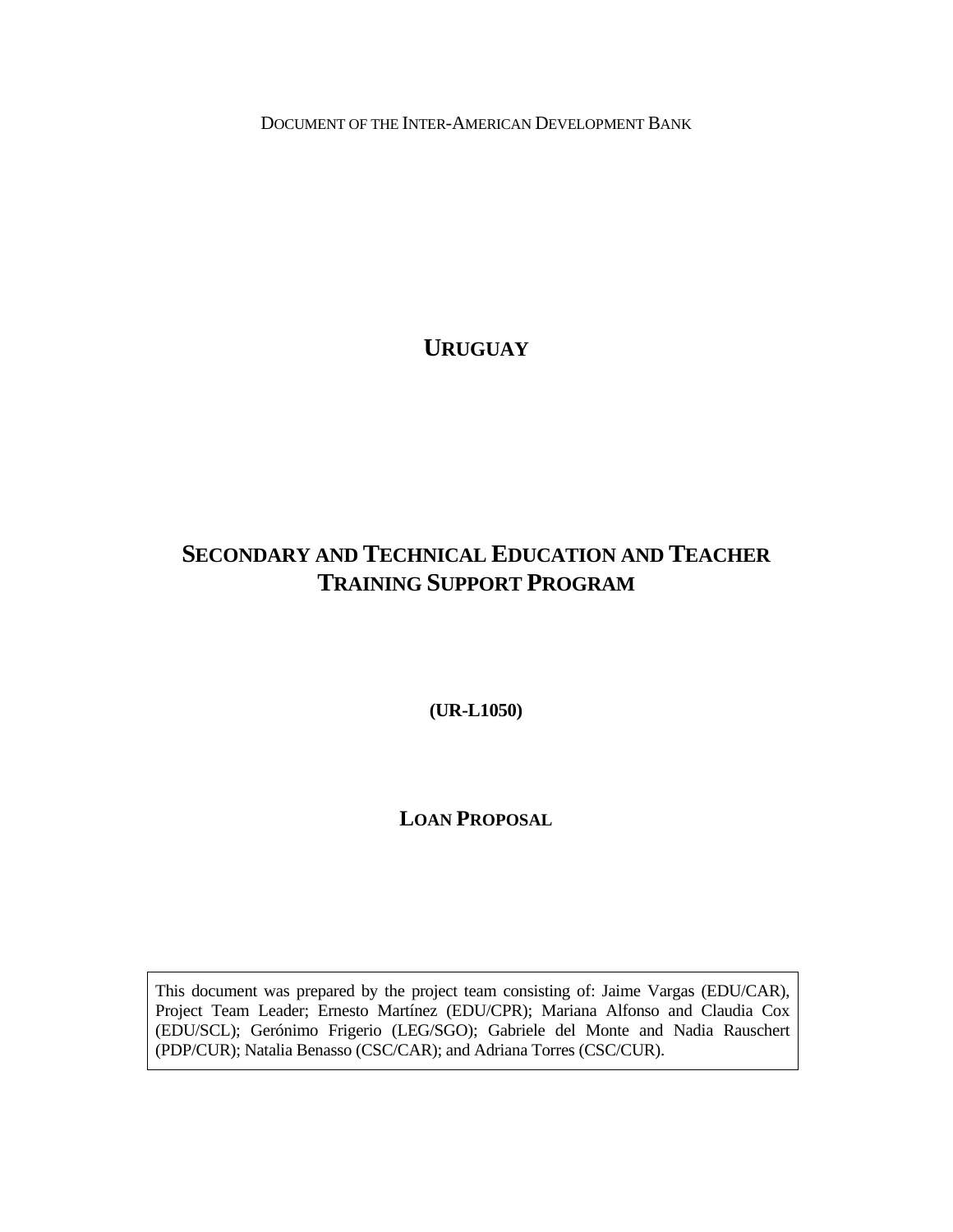DOCUMENT OF THE INTER-AMERICAN DEVELOPMENT BANK

# URUGUAY

## SECONDARY AND TECHNICAL EDUCATION AND TEACHER TRAINING SUPPORT PROGRAM

**(UR-L1050)**

**LOAN PROPOSAL**

This document was prepared by the project team consisting of: Jaime Vargas (EDU/CAR), Project Team Leader; Ernesto Martínez (EDU/CPR); Mariana Alfonso and Claudia Cox (EDU/SCL); Gerónimo Frigerio (LEG/SGO); Gabriele del Monte and Nadia Rauschert (PDP/CUR); Natalia Benasso (CSC/CAR); and Adriana Torres (CSC/CUR).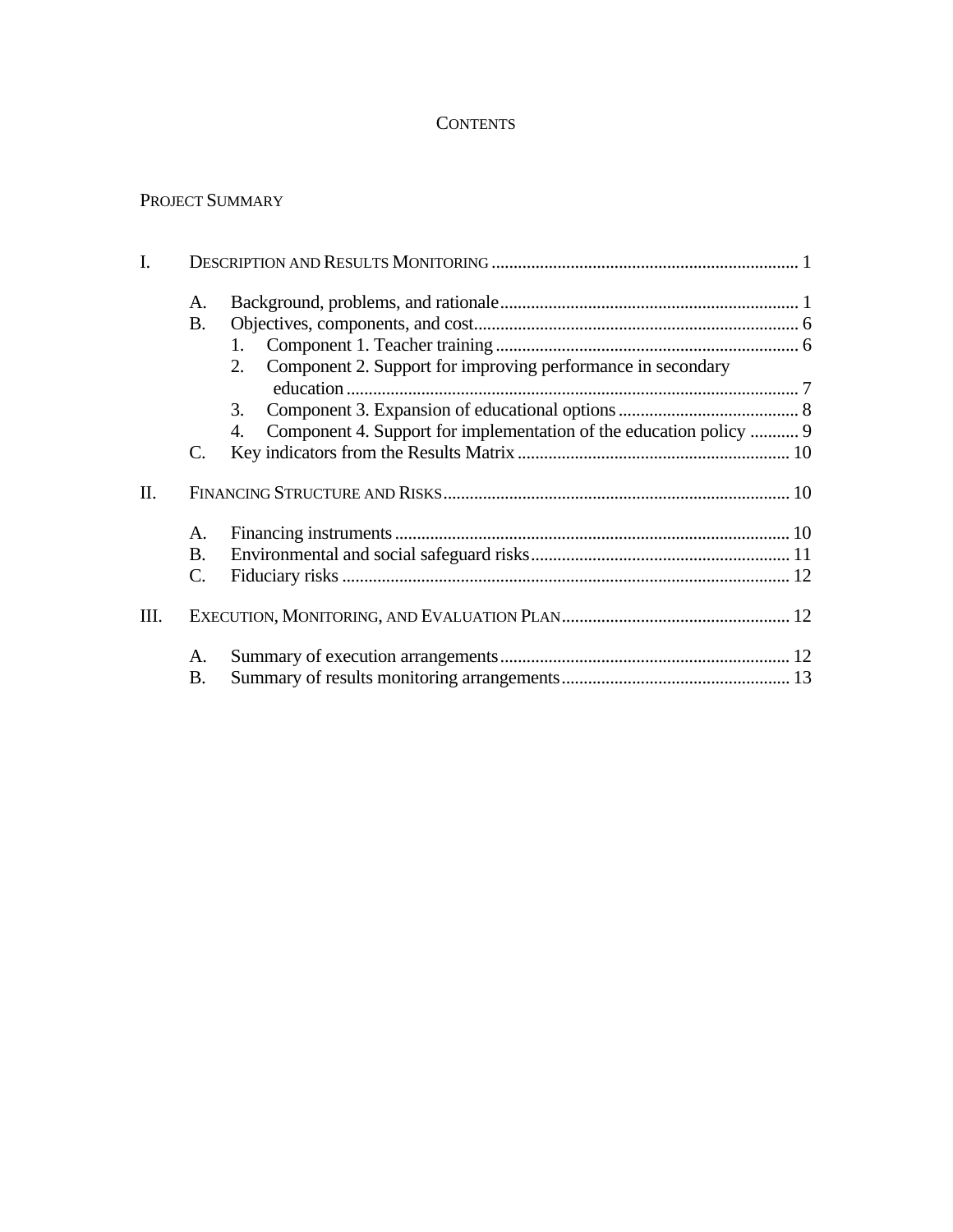# CONTENTS

PROJECT SUMMARY

I. DESCRIPTION AND RESULTS MONITORING ..... 1

- A. Background, problems, and rationale ..... 1
- B. Objectives, components, and cost ..... 6
  1. Component 1. Teacher training ..... 6
  2. Component 2. Support for improving performance in secondary education ..... 7
  3. Component 3. Expansion of educational options ..... 8
  4. Component 4. Support for implementation of the education policy ..... 9
- C. Key indicators from the Results Matrix ..... 10

II. FINANCING STRUCTURE AND RISKS ..... 10

- A. Financing instruments ..... 10
- B. Environmental and social safeguard risks ..... 11
- C. Fiduciary risks ..... 12

III. EXECUTION, MONITORING, AND EVALUATION PLAN ..... 12

- A. Summary of execution arrangements ..... 12
- B. Summary of results monitoring arrangements ..... 13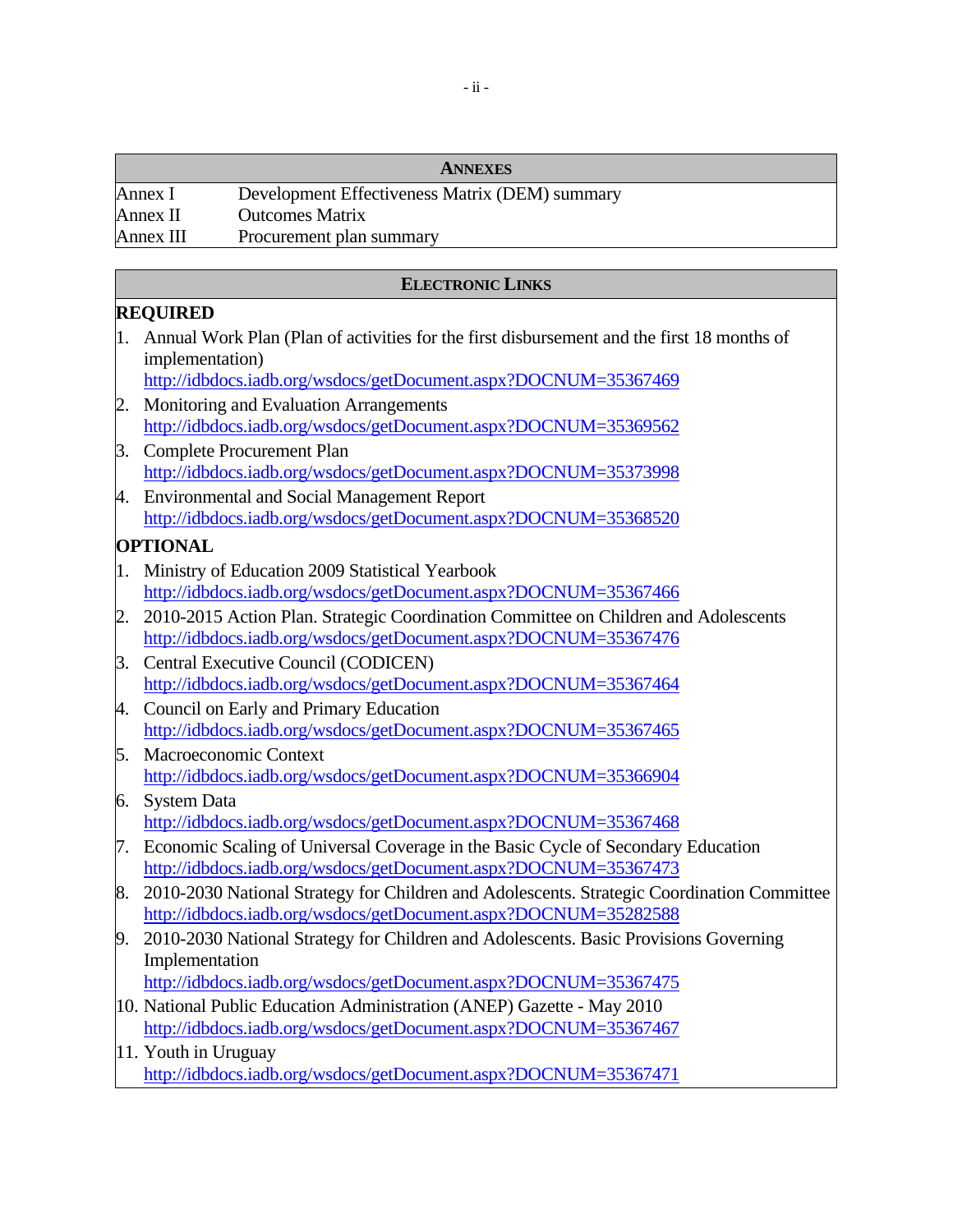## ANNEXES

| | |
|---|---|
| Annex I | Development Effectiveness Matrix (DEM) summary |
| Annex II | Outcomes Matrix |
| Annex III | Procurement plan summary |

## ELECTRONIC LINKS

**REQUIRED**

1. Annual Work Plan (Plan of activities for the first disbursement and the first 18 months of implementation)
   http://idbdocs.iadb.org/wsdocs/getDocument.aspx?DOCNUM=35367469
2. Monitoring and Evaluation Arrangements
   http://idbdocs.iadb.org/wsdocs/getDocument.aspx?DOCNUM=35369562
3. Complete Procurement Plan
   http://idbdocs.iadb.org/wsdocs/getDocument.aspx?DOCNUM=35373998
4. Environmental and Social Management Report
   http://idbdocs.iadb.org/wsdocs/getDocument.aspx?DOCNUM=35368520

**OPTIONAL**

1. Ministry of Education 2009 Statistical Yearbook
   http://idbdocs.iadb.org/wsdocs/getDocument.aspx?DOCNUM=35367466
2. 2010-2015 Action Plan. Strategic Coordination Committee on Children and Adolescents
   http://idbdocs.iadb.org/wsdocs/getDocument.aspx?DOCNUM=35367476
3. Central Executive Council (CODICEN)
   http://idbdocs.iadb.org/wsdocs/getDocument.aspx?DOCNUM=35367464
4. Council on Early and Primary Education
   http://idbdocs.iadb.org/wsdocs/getDocument.aspx?DOCNUM=35367465
5. Macroeconomic Context
   http://idbdocs.iadb.org/wsdocs/getDocument.aspx?DOCNUM=35366904
6. System Data
   http://idbdocs.iadb.org/wsdocs/getDocument.aspx?DOCNUM=35367468
7. Economic Scaling of Universal Coverage in the Basic Cycle of Secondary Education
   http://idbdocs.iadb.org/wsdocs/getDocument.aspx?DOCNUM=35367473
8. 2010-2030 National Strategy for Children and Adolescents. Strategic Coordination Committee
   http://idbdocs.iadb.org/wsdocs/getDocument.aspx?DOCNUM=35282588
9. 2010-2030 National Strategy for Children and Adolescents. Basic Provisions Governing Implementation
   http://idbdocs.iadb.org/wsdocs/getDocument.aspx?DOCNUM=35367475
10. National Public Education Administration (ANEP) Gazette - May 2010
    http://idbdocs.iadb.org/wsdocs/getDocument.aspx?DOCNUM=35367467
11. Youth in Uruguay
    http://idbdocs.iadb.org/wsdocs/getDocument.aspx?DOCNUM=35367471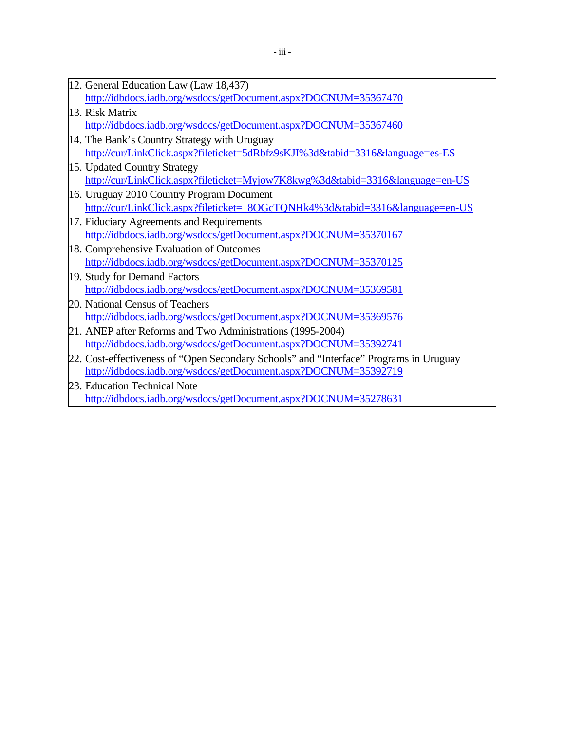12. General Education Law (Law 18,437)
    http://idbdocs.iadb.org/wsdocs/getDocument.aspx?DOCNUM=35367470
13. Risk Matrix
    http://idbdocs.iadb.org/wsdocs/getDocument.aspx?DOCNUM=35367460
14. The Bank's Country Strategy with Uruguay
    http://cur/LinkClick.aspx?fileticket=5dRbfz9sKJI%3d&tabid=3316&language=es-ES
15. Updated Country Strategy
    http://cur/LinkClick.aspx?fileticket=Myjow7K8kwg%3d&tabid=3316&language=en-US
16. Uruguay 2010 Country Program Document
    http://cur/LinkClick.aspx?fileticket=_8OGcTQNHk4%3d&tabid=3316&language=en-US
17. Fiduciary Agreements and Requirements
    http://idbdocs.iadb.org/wsdocs/getDocument.aspx?DOCNUM=35370167
18. Comprehensive Evaluation of Outcomes
    http://idbdocs.iadb.org/wsdocs/getDocument.aspx?DOCNUM=35370125
19. Study for Demand Factors
    http://idbdocs.iadb.org/wsdocs/getDocument.aspx?DOCNUM=35369581
20. National Census of Teachers
    http://idbdocs.iadb.org/wsdocs/getDocument.aspx?DOCNUM=35369576
21. ANEP after Reforms and Two Administrations (1995-2004)
    http://idbdocs.iadb.org/wsdocs/getDocument.aspx?DOCNUM=35392741
22. Cost-effectiveness of "Open Secondary Schools" and "Interface" Programs in Uruguay
    http://idbdocs.iadb.org/wsdocs/getDocument.aspx?DOCNUM=35392719
23. Education Technical Note
    http://idbdocs.iadb.org/wsdocs/getDocument.aspx?DOCNUM=35278631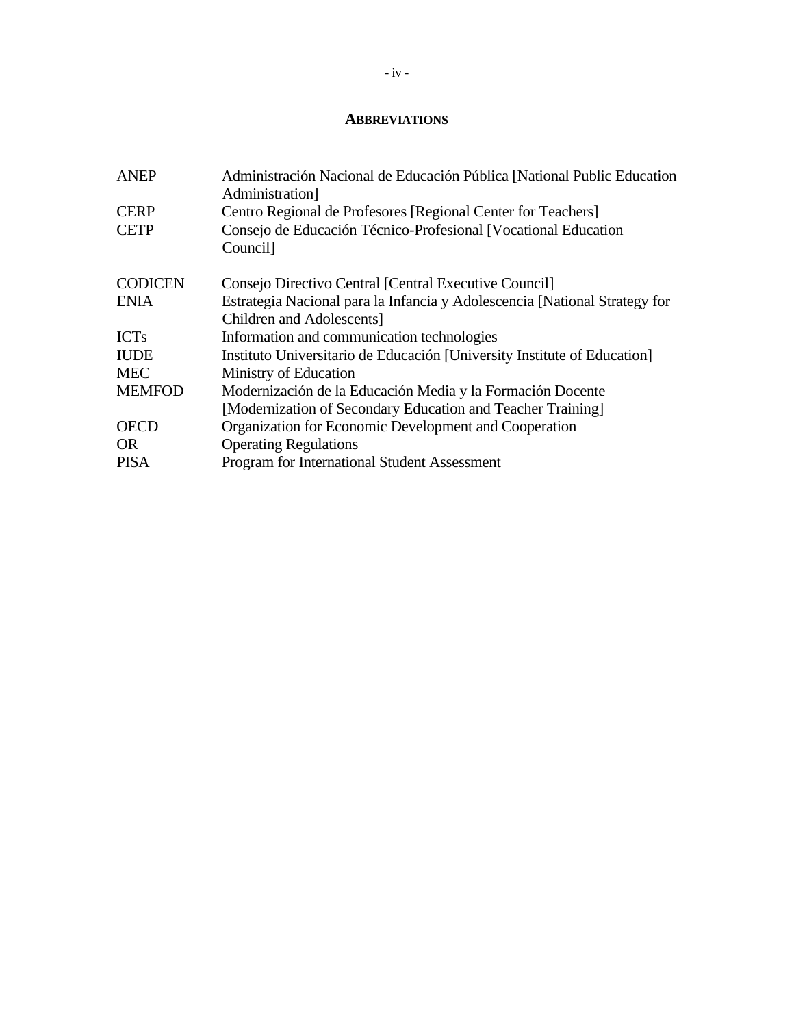# ABBREVIATIONS

| | |
|---|---|
| ANEP | Administración Nacional de Educación Pública [National Public Education Administration] |
| CERP | Centro Regional de Profesores [Regional Center for Teachers] |
| CETP | Consejo de Educación Técnico-Profesional [Vocational Education Council] |
| CODICEN | Consejo Directivo Central [Central Executive Council] |
| ENIA | Estrategia Nacional para la Infancia y Adolescencia [National Strategy for Children and Adolescents] |
| ICTs | Information and communication technologies |
| IUDE | Instituto Universitario de Educación [University Institute of Education] |
| MEC | Ministry of Education |
| MEMFOD | Modernización de la Educación Media y la Formación Docente [Modernization of Secondary Education and Teacher Training] |
| OECD | Organization for Economic Development and Cooperation |
| OR | Operating Regulations |
| PISA | Program for International Student Assessment |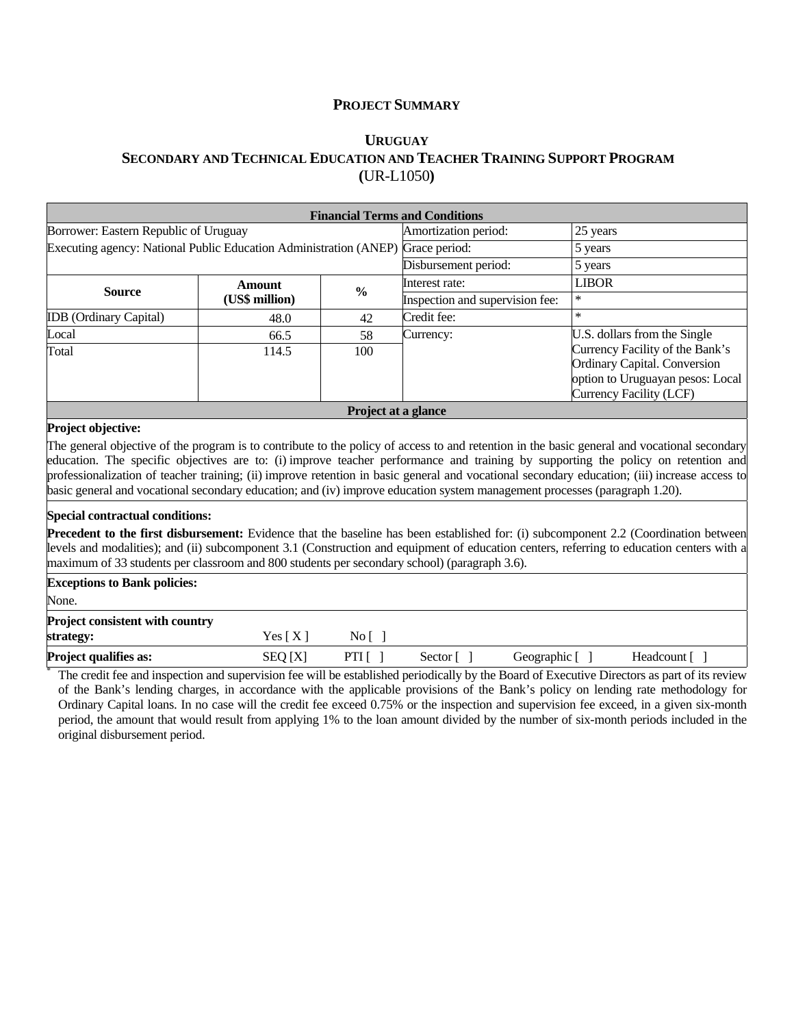# PROJECT SUMMARY

## URUGUAY
## SECONDARY AND TECHNICAL EDUCATION AND TEACHER TRAINING SUPPORT PROGRAM
## (UR-L1050)

| Financial Terms and Conditions | | | | |
|---|---|---|---|---|
| Borrower: Eastern Republic of Uruguay | | | Amortization period: | 25 years |
| Executing agency: National Public Education Administration (ANEP) | | | Grace period: | 5 years |
| | | | Disbursement period: | 5 years |
| **Source** | **Amount (US$ million)** | **%** | Interest rate: | LIBOR |
| | | | Inspection and supervision fee: | * |
| IDB (Ordinary Capital) | 48.0 | 42 | Credit fee: | * |
| Local | 66.5 | 58 | Currency: | U.S. dollars from the Single Currency Facility of the Bank's Ordinary Capital. Conversion option to Uruguayan pesos: Local Currency Facility (LCF) |
| Total | 114.5 | 100 | | |

**Project at a glance**

**Project objective:**

The general objective of the program is to contribute to the policy of access to and retention in the basic general and vocational secondary education. The specific objectives are to: (i) improve teacher performance and training by supporting the policy on retention and professionalization of teacher training; (ii) improve retention in basic general and vocational secondary education; (iii) increase access to basic general and vocational secondary education; and (iv) improve education system management processes (paragraph 1.20).

**Special contractual conditions:**

**Precedent to the first disbursement:** Evidence that the baseline has been established for: (i) subcomponent 2.2 (Coordination between levels and modalities); and (ii) subcomponent 3.1 (Construction and equipment of education centers, referring to education centers with a maximum of 33 students per classroom and 800 students per secondary school) (paragraph 3.6).

**Exceptions to Bank policies:**

None.

| | | | | | |
|---|---|---|---|---|---|
| **Project consistent with country strategy:** | Yes [ X ] | No [ ] | | | |
| **Project qualifies as:** | SEQ [X] | PTI [ ] | Sector [ ] | Geographic [ ] | Headcount [ ] |

* The credit fee and inspection and supervision fee will be established periodically by the Board of Executive Directors as part of its review of the Bank's lending charges, in accordance with the applicable provisions of the Bank's policy on lending rate methodology for Ordinary Capital loans. In no case will the credit fee exceed 0.75% or the inspection and supervision fee exceed, in a given six-month period, the amount that would result from applying 1% to the loan amount divided by the number of six-month periods included in the original disbursement period.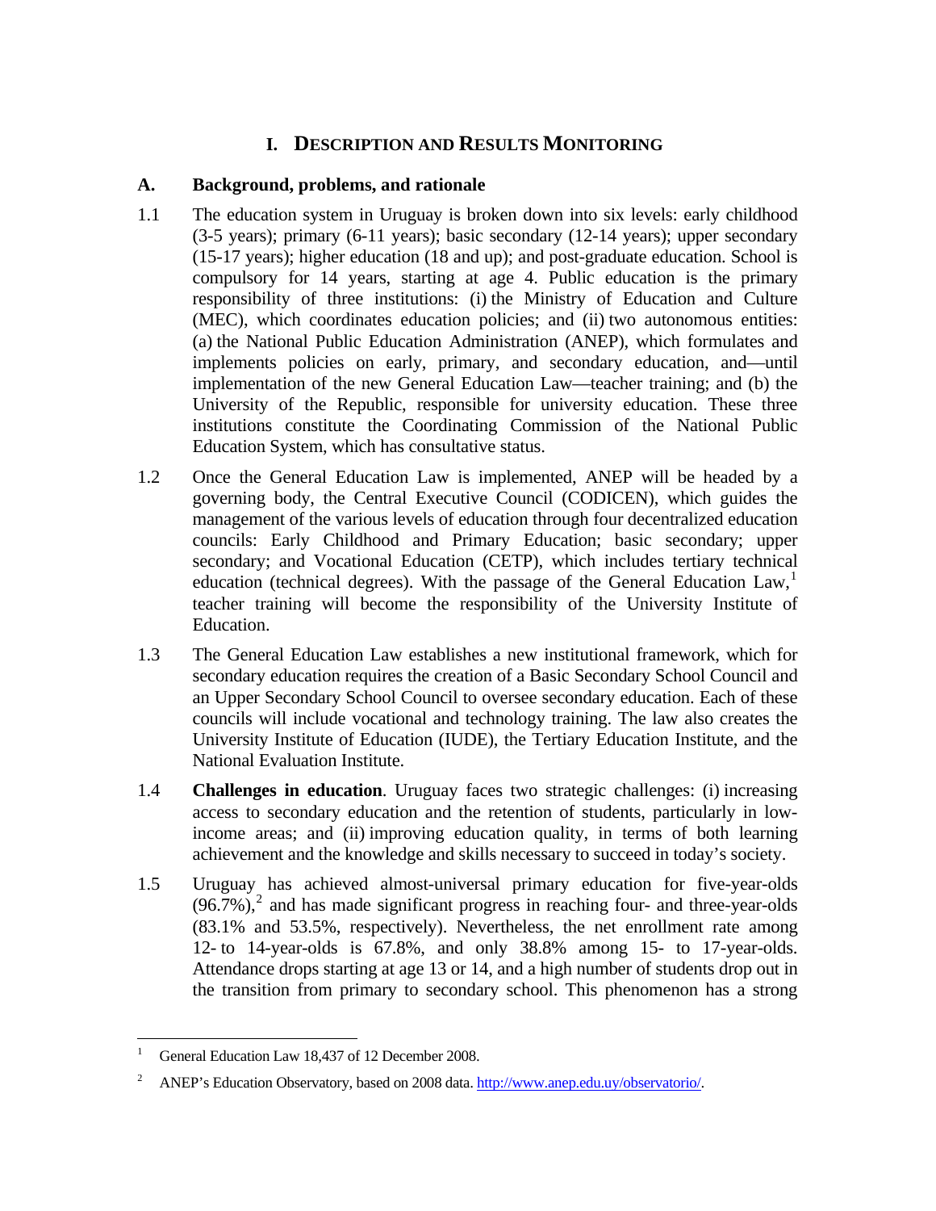# I. DESCRIPTION AND RESULTS MONITORING

## A. Background, problems, and rationale

1.1 The education system in Uruguay is broken down into six levels: early childhood (3-5 years); primary (6-11 years); basic secondary (12-14 years); upper secondary (15-17 years); higher education (18 and up); and post-graduate education. School is compulsory for 14 years, starting at age 4. Public education is the primary responsibility of three institutions: (i) the Ministry of Education and Culture (MEC), which coordinates education policies; and (ii) two autonomous entities: (a) the National Public Education Administration (ANEP), which formulates and implements policies on early, primary, and secondary education, and—until implementation of the new General Education Law—teacher training; and (b) the University of the Republic, responsible for university education. These three institutions constitute the Coordinating Commission of the National Public Education System, which has consultative status.

1.2 Once the General Education Law is implemented, ANEP will be headed by a governing body, the Central Executive Council (CODICEN), which guides the management of the various levels of education through four decentralized education councils: Early Childhood and Primary Education; basic secondary; upper secondary; and Vocational Education (CETP), which includes tertiary technical education (technical degrees). With the passage of the General Education Law,[1] teacher training will become the responsibility of the University Institute of Education.

1.3 The General Education Law establishes a new institutional framework, which for secondary education requires the creation of a Basic Secondary School Council and an Upper Secondary School Council to oversee secondary education. Each of these councils will include vocational and technology training. The law also creates the University Institute of Education (IUDE), the Tertiary Education Institute, and the National Evaluation Institute.

1.4 **Challenges in education**. Uruguay faces two strategic challenges: (i) increasing access to secondary education and the retention of students, particularly in low-income areas; and (ii) improving education quality, in terms of both learning achievement and the knowledge and skills necessary to succeed in today's society.

1.5 Uruguay has achieved almost-universal primary education for five-year-olds (96.7%),[2] and has made significant progress in reaching four- and three-year-olds (83.1% and 53.5%, respectively). Nevertheless, the net enrollment rate among 12- to 14-year-olds is 67.8%, and only 38.8% among 15- to 17-year-olds. Attendance drops starting at age 13 or 14, and a high number of students drop out in the transition from primary to secondary school. This phenomenon has a strong

---

[1] General Education Law 18,437 of 12 December 2008.

[2] ANEP's Education Observatory, based on 2008 data. http://www.anep.edu.uy/observatorio/.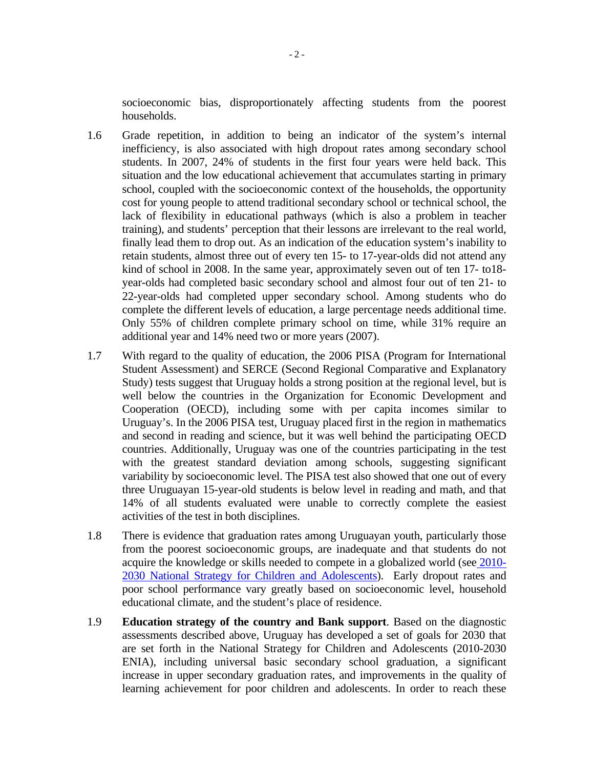socioeconomic bias, disproportionately affecting students from the poorest households.

1.6 Grade repetition, in addition to being an indicator of the system's internal inefficiency, is also associated with high dropout rates among secondary school students. In 2007, 24% of students in the first four years were held back. This situation and the low educational achievement that accumulates starting in primary school, coupled with the socioeconomic context of the households, the opportunity cost for young people to attend traditional secondary school or technical school, the lack of flexibility in educational pathways (which is also a problem in teacher training), and students' perception that their lessons are irrelevant to the real world, finally lead them to drop out. As an indication of the education system's inability to retain students, almost three out of every ten 15- to 17-year-olds did not attend any kind of school in 2008. In the same year, approximately seven out of ten 17- to18-year-olds had completed basic secondary school and almost four out of ten 21- to 22-year-olds had completed upper secondary school. Among students who do complete the different levels of education, a large percentage needs additional time. Only 55% of children complete primary school on time, while 31% require an additional year and 14% need two or more years (2007).

1.7 With regard to the quality of education, the 2006 PISA (Program for International Student Assessment) and SERCE (Second Regional Comparative and Explanatory Study) tests suggest that Uruguay holds a strong position at the regional level, but is well below the countries in the Organization for Economic Development and Cooperation (OECD), including some with per capita incomes similar to Uruguay's. In the 2006 PISA test, Uruguay placed first in the region in mathematics and second in reading and science, but it was well behind the participating OECD countries. Additionally, Uruguay was one of the countries participating in the test with the greatest standard deviation among schools, suggesting significant variability by socioeconomic level. The PISA test also showed that one out of every three Uruguayan 15-year-old students is below level in reading and math, and that 14% of all students evaluated were unable to correctly complete the easiest activities of the test in both disciplines.

1.8 There is evidence that graduation rates among Uruguayan youth, particularly those from the poorest socioeconomic groups, are inadequate and that students do not acquire the knowledge or skills needed to compete in a globalized world (see 2010-2030 National Strategy for Children and Adolescents). Early dropout rates and poor school performance vary greatly based on socioeconomic level, household educational climate, and the student's place of residence.

1.9 **Education strategy of the country and Bank support**. Based on the diagnostic assessments described above, Uruguay has developed a set of goals for 2030 that are set forth in the National Strategy for Children and Adolescents (2010-2030 ENIA), including universal basic secondary school graduation, a significant increase in upper secondary graduation rates, and improvements in the quality of learning achievement for poor children and adolescents. In order to reach these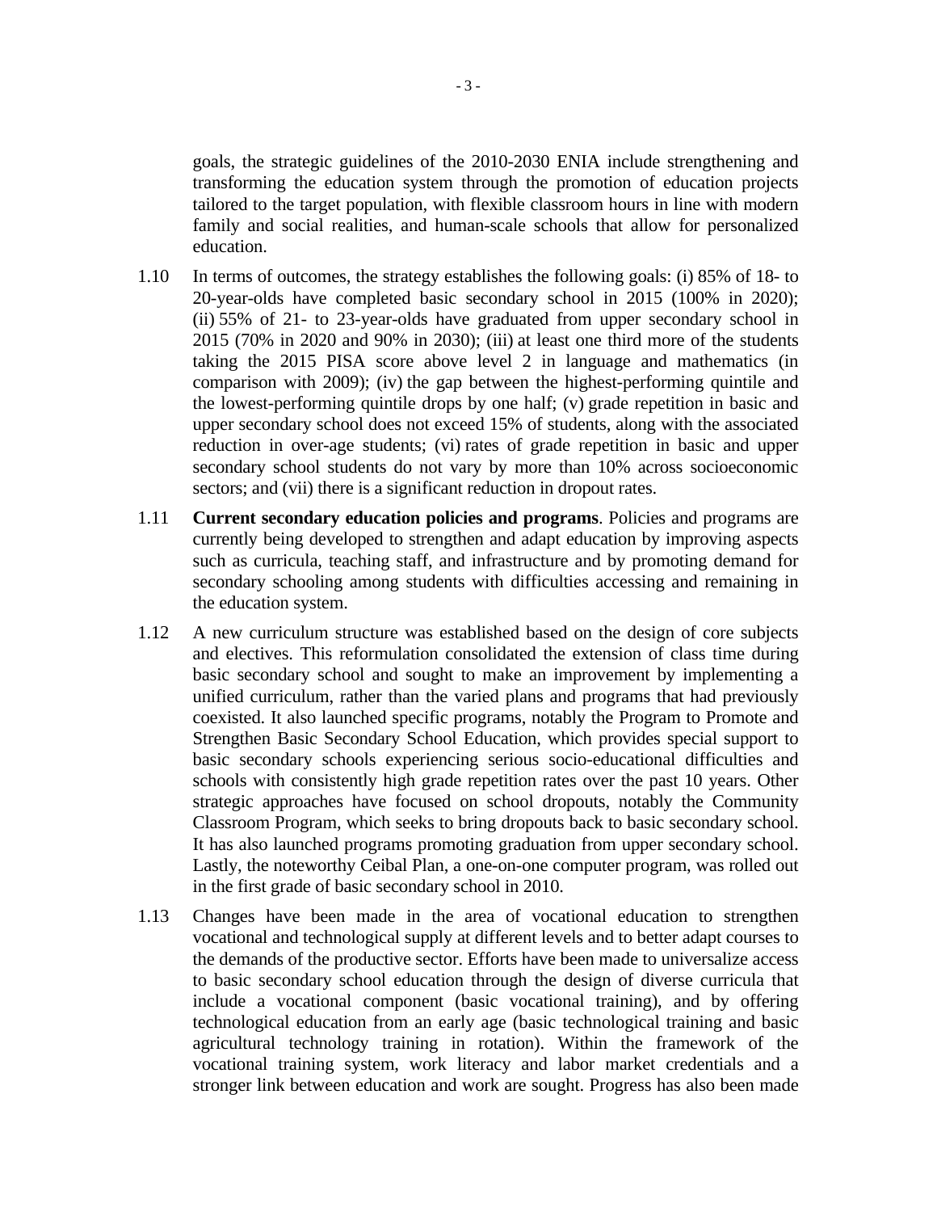goals, the strategic guidelines of the 2010-2030 ENIA include strengthening and transforming the education system through the promotion of education projects tailored to the target population, with flexible classroom hours in line with modern family and social realities, and human-scale schools that allow for personalized education.

1.10 In terms of outcomes, the strategy establishes the following goals: (i) 85% of 18- to 20-year-olds have completed basic secondary school in 2015 (100% in 2020); (ii) 55% of 21- to 23-year-olds have graduated from upper secondary school in 2015 (70% in 2020 and 90% in 2030); (iii) at least one third more of the students taking the 2015 PISA score above level 2 in language and mathematics (in comparison with 2009); (iv) the gap between the highest-performing quintile and the lowest-performing quintile drops by one half; (v) grade repetition in basic and upper secondary school does not exceed 15% of students, along with the associated reduction in over-age students; (vi) rates of grade repetition in basic and upper secondary school students do not vary by more than 10% across socioeconomic sectors; and (vii) there is a significant reduction in dropout rates.

1.11 **Current secondary education policies and programs**. Policies and programs are currently being developed to strengthen and adapt education by improving aspects such as curricula, teaching staff, and infrastructure and by promoting demand for secondary schooling among students with difficulties accessing and remaining in the education system.

1.12 A new curriculum structure was established based on the design of core subjects and electives. This reformulation consolidated the extension of class time during basic secondary school and sought to make an improvement by implementing a unified curriculum, rather than the varied plans and programs that had previously coexisted. It also launched specific programs, notably the Program to Promote and Strengthen Basic Secondary School Education, which provides special support to basic secondary schools experiencing serious socio-educational difficulties and schools with consistently high grade repetition rates over the past 10 years. Other strategic approaches have focused on school dropouts, notably the Community Classroom Program, which seeks to bring dropouts back to basic secondary school. It has also launched programs promoting graduation from upper secondary school. Lastly, the noteworthy Ceibal Plan, a one-on-one computer program, was rolled out in the first grade of basic secondary school in 2010.

1.13 Changes have been made in the area of vocational education to strengthen vocational and technological supply at different levels and to better adapt courses to the demands of the productive sector. Efforts have been made to universalize access to basic secondary school education through the design of diverse curricula that include a vocational component (basic vocational training), and by offering technological education from an early age (basic technological training and basic agricultural technology training in rotation). Within the framework of the vocational training system, work literacy and labor market credentials and a stronger link between education and work are sought. Progress has also been made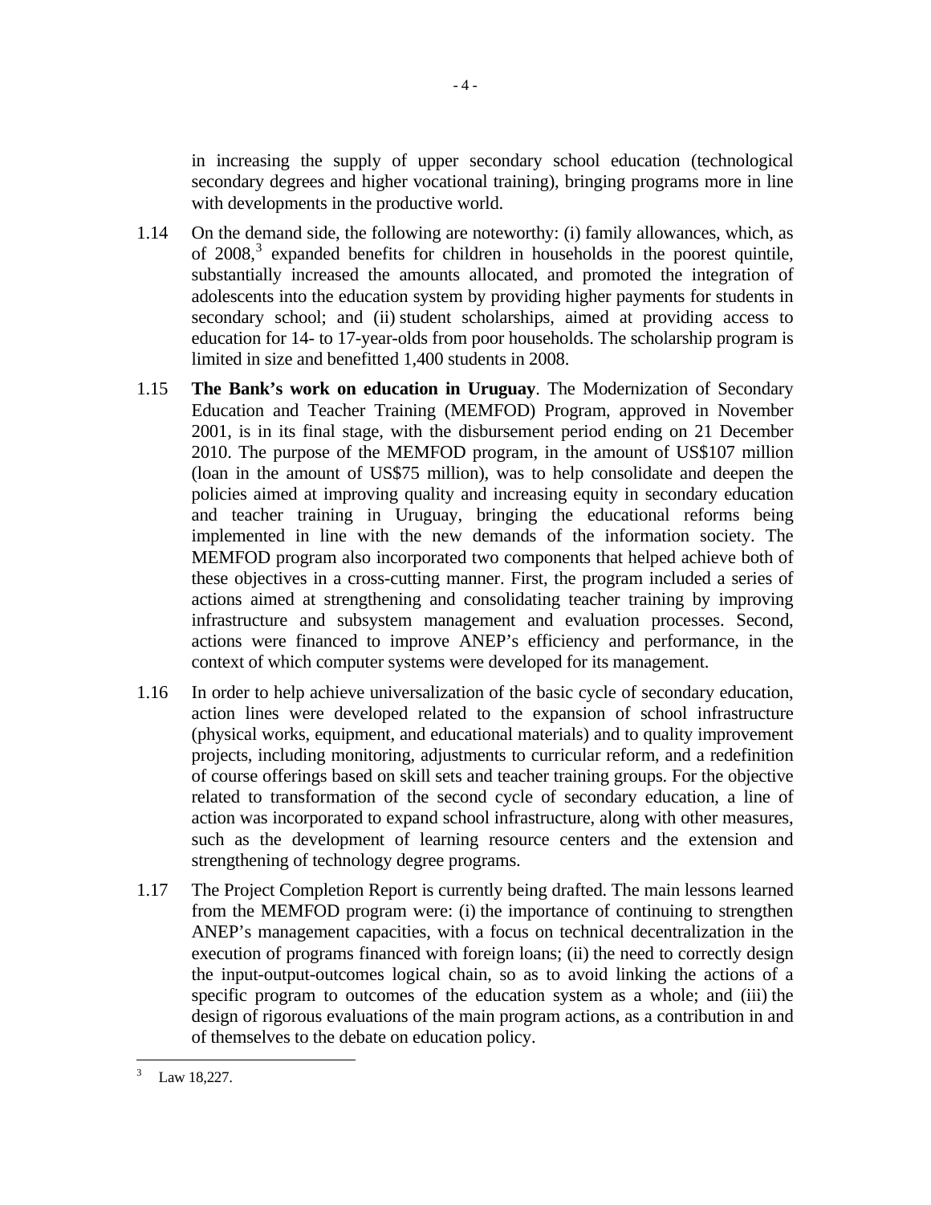in increasing the supply of upper secondary school education (technological secondary degrees and higher vocational training), bringing programs more in line with developments in the productive world.

1.14 On the demand side, the following are noteworthy: (i) family allowances, which, as of 2008,[3] expanded benefits for children in households in the poorest quintile, substantially increased the amounts allocated, and promoted the integration of adolescents into the education system by providing higher payments for students in secondary school; and (ii) student scholarships, aimed at providing access to education for 14- to 17-year-olds from poor households. The scholarship program is limited in size and benefitted 1,400 students in 2008.

1.15 **The Bank's work on education in Uruguay**. The Modernization of Secondary Education and Teacher Training (MEMFOD) Program, approved in November 2001, is in its final stage, with the disbursement period ending on 21 December 2010. The purpose of the MEMFOD program, in the amount of US$107 million (loan in the amount of US$75 million), was to help consolidate and deepen the policies aimed at improving quality and increasing equity in secondary education and teacher training in Uruguay, bringing the educational reforms being implemented in line with the new demands of the information society. The MEMFOD program also incorporated two components that helped achieve both of these objectives in a cross-cutting manner. First, the program included a series of actions aimed at strengthening and consolidating teacher training by improving infrastructure and subsystem management and evaluation processes. Second, actions were financed to improve ANEP's efficiency and performance, in the context of which computer systems were developed for its management.

1.16 In order to help achieve universalization of the basic cycle of secondary education, action lines were developed related to the expansion of school infrastructure (physical works, equipment, and educational materials) and to quality improvement projects, including monitoring, adjustments to curricular reform, and a redefinition of course offerings based on skill sets and teacher training groups. For the objective related to transformation of the second cycle of secondary education, a line of action was incorporated to expand school infrastructure, along with other measures, such as the development of learning resource centers and the extension and strengthening of technology degree programs.

1.17 The Project Completion Report is currently being drafted. The main lessons learned from the MEMFOD program were: (i) the importance of continuing to strengthen ANEP's management capacities, with a focus on technical decentralization in the execution of programs financed with foreign loans; (ii) the need to correctly design the input-output-outcomes logical chain, so as to avoid linking the actions of a specific program to outcomes of the education system as a whole; and (iii) the design of rigorous evaluations of the main program actions, as a contribution in and of themselves to the debate on education policy.

---

[3] Law 18,227.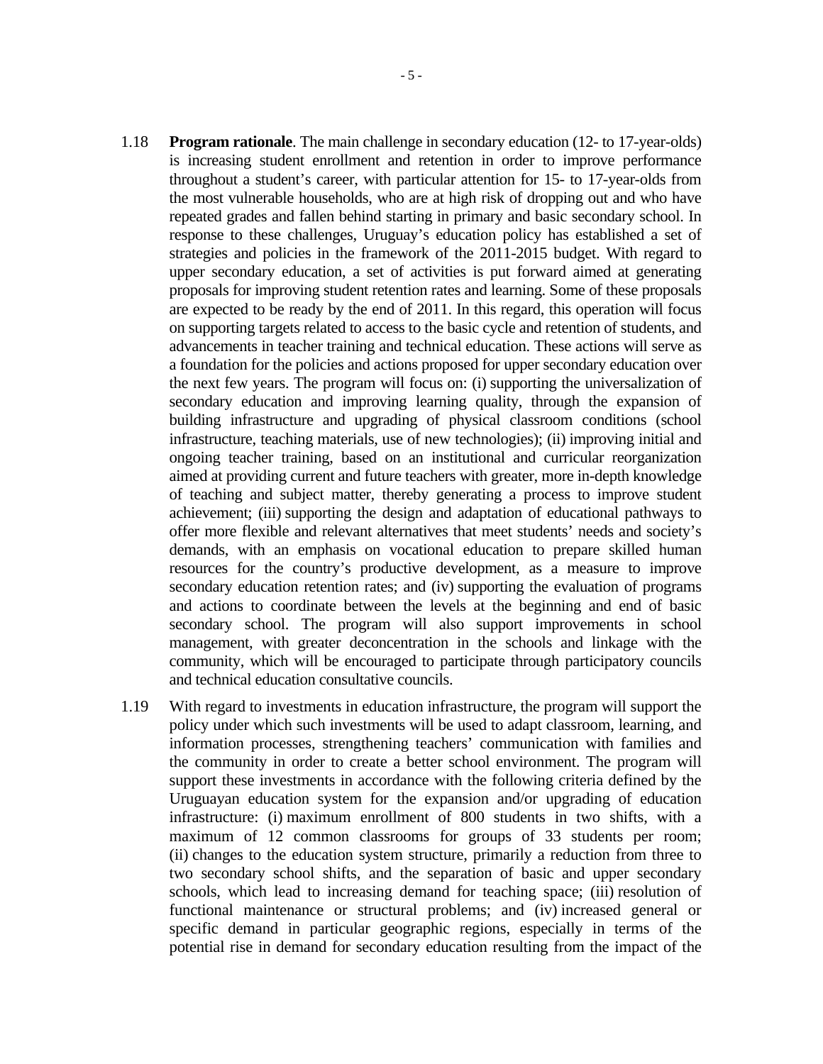1.18 **Program rationale**. The main challenge in secondary education (12- to 17-year-olds) is increasing student enrollment and retention in order to improve performance throughout a student's career, with particular attention for 15- to 17-year-olds from the most vulnerable households, who are at high risk of dropping out and who have repeated grades and fallen behind starting in primary and basic secondary school. In response to these challenges, Uruguay's education policy has established a set of strategies and policies in the framework of the 2011-2015 budget. With regard to upper secondary education, a set of activities is put forward aimed at generating proposals for improving student retention rates and learning. Some of these proposals are expected to be ready by the end of 2011. In this regard, this operation will focus on supporting targets related to access to the basic cycle and retention of students, and advancements in teacher training and technical education. These actions will serve as a foundation for the policies and actions proposed for upper secondary education over the next few years. The program will focus on: (i) supporting the universalization of secondary education and improving learning quality, through the expansion of building infrastructure and upgrading of physical classroom conditions (school infrastructure, teaching materials, use of new technologies); (ii) improving initial and ongoing teacher training, based on an institutional and curricular reorganization aimed at providing current and future teachers with greater, more in-depth knowledge of teaching and subject matter, thereby generating a process to improve student achievement; (iii) supporting the design and adaptation of educational pathways to offer more flexible and relevant alternatives that meet students' needs and society's demands, with an emphasis on vocational education to prepare skilled human resources for the country's productive development, as a measure to improve secondary education retention rates; and (iv) supporting the evaluation of programs and actions to coordinate between the levels at the beginning and end of basic secondary school. The program will also support improvements in school management, with greater deconcentration in the schools and linkage with the community, which will be encouraged to participate through participatory councils and technical education consultative councils.

1.19 With regard to investments in education infrastructure, the program will support the policy under which such investments will be used to adapt classroom, learning, and information processes, strengthening teachers' communication with families and the community in order to create a better school environment. The program will support these investments in accordance with the following criteria defined by the Uruguayan education system for the expansion and/or upgrading of education infrastructure: (i) maximum enrollment of 800 students in two shifts, with a maximum of 12 common classrooms for groups of 33 students per room; (ii) changes to the education system structure, primarily a reduction from three to two secondary school shifts, and the separation of basic and upper secondary schools, which lead to increasing demand for teaching space; (iii) resolution of functional maintenance or structural problems; and (iv) increased general or specific demand in particular geographic regions, especially in terms of the potential rise in demand for secondary education resulting from the impact of the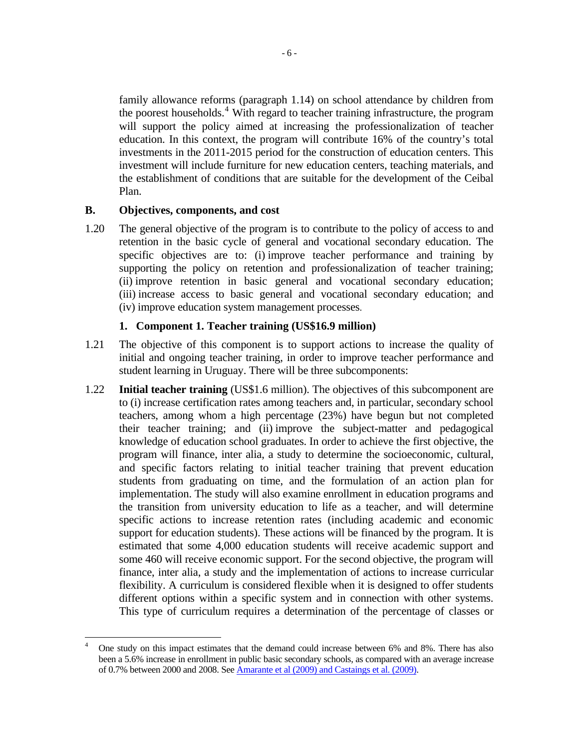family allowance reforms (paragraph 1.14) on school attendance by children from the poorest households.[4] With regard to teacher training infrastructure, the program will support the policy aimed at increasing the professionalization of teacher education. In this context, the program will contribute 16% of the country's total investments in the 2011-2015 period for the construction of education centers. This investment will include furniture for new education centers, teaching materials, and the establishment of conditions that are suitable for the development of the Ceibal Plan.

## B. Objectives, components, and cost

1.20 The general objective of the program is to contribute to the policy of access to and retention in the basic cycle of general and vocational secondary education. The specific objectives are to: (i) improve teacher performance and training by supporting the policy on retention and professionalization of teacher training; (ii) improve retention in basic general and vocational secondary education; (iii) increase access to basic general and vocational secondary education; and (iv) improve education system management processes.

### 1. Component 1. Teacher training (US$16.9 million)

1.21 The objective of this component is to support actions to increase the quality of initial and ongoing teacher training, in order to improve teacher performance and student learning in Uruguay. There will be three subcomponents:

1.22 **Initial teacher training** (US$1.6 million). The objectives of this subcomponent are to (i) increase certification rates among teachers and, in particular, secondary school teachers, among whom a high percentage (23%) have begun but not completed their teacher training; and (ii) improve the subject-matter and pedagogical knowledge of education school graduates. In order to achieve the first objective, the program will finance, inter alia, a study to determine the socioeconomic, cultural, and specific factors relating to initial teacher training that prevent education students from graduating on time, and the formulation of an action plan for implementation. The study will also examine enrollment in education programs and the transition from university education to life as a teacher, and will determine specific actions to increase retention rates (including academic and economic support for education students). These actions will be financed by the program. It is estimated that some 4,000 education students will receive academic support and some 460 will receive economic support. For the second objective, the program will finance, inter alia, a study and the implementation of actions to increase curricular flexibility. A curriculum is considered flexible when it is designed to offer students different options within a specific system and in connection with other systems. This type of curriculum requires a determination of the percentage of classes or

---

[4] One study on this impact estimates that the demand could increase between 6% and 8%. There has also been a 5.6% increase in enrollment in public basic secondary schools, as compared with an average increase of 0.7% between 2000 and 2008. See Amarante et al (2009) and Castaings et al. (2009).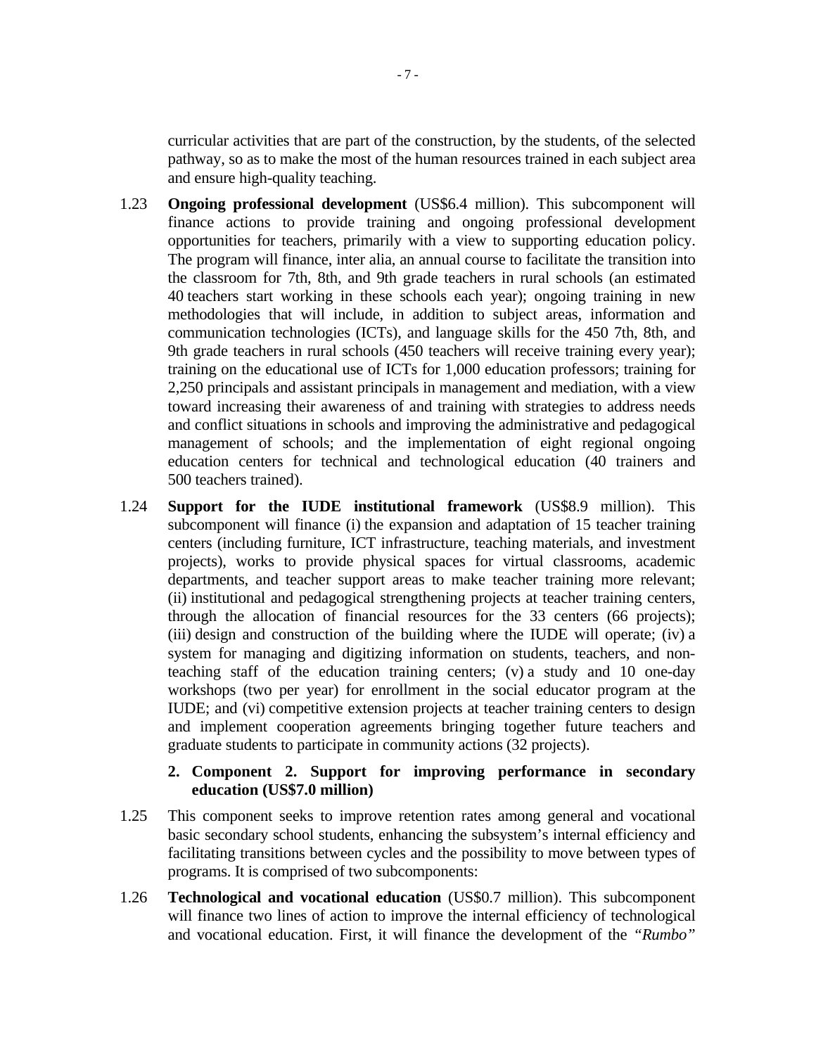curricular activities that are part of the construction, by the students, of the selected pathway, so as to make the most of the human resources trained in each subject area and ensure high-quality teaching.

1.23 **Ongoing professional development** (US$6.4 million). This subcomponent will finance actions to provide training and ongoing professional development opportunities for teachers, primarily with a view to supporting education policy. The program will finance, inter alia, an annual course to facilitate the transition into the classroom for 7th, 8th, and 9th grade teachers in rural schools (an estimated 40 teachers start working in these schools each year); ongoing training in new methodologies that will include, in addition to subject areas, information and communication technologies (ICTs), and language skills for the 450 7th, 8th, and 9th grade teachers in rural schools (450 teachers will receive training every year); training on the educational use of ICTs for 1,000 education professors; training for 2,250 principals and assistant principals in management and mediation, with a view toward increasing their awareness of and training with strategies to address needs and conflict situations in schools and improving the administrative and pedagogical management of schools; and the implementation of eight regional ongoing education centers for technical and technological education (40 trainers and 500 teachers trained).

1.24 **Support for the IUDE institutional framework** (US$8.9 million). This subcomponent will finance (i) the expansion and adaptation of 15 teacher training centers (including furniture, ICT infrastructure, teaching materials, and investment projects), works to provide physical spaces for virtual classrooms, academic departments, and teacher support areas to make teacher training more relevant; (ii) institutional and pedagogical strengthening projects at teacher training centers, through the allocation of financial resources for the 33 centers (66 projects); (iii) design and construction of the building where the IUDE will operate; (iv) a system for managing and digitizing information on students, teachers, and non-teaching staff of the education training centers; (v) a study and 10 one-day workshops (two per year) for enrollment in the social educator program at the IUDE; and (vi) competitive extension projects at teacher training centers to design and implement cooperation agreements bringing together future teachers and graduate students to participate in community actions (32 projects).

### 2. Component 2. Support for improving performance in secondary education (US$7.0 million)

1.25 This component seeks to improve retention rates among general and vocational basic secondary school students, enhancing the subsystem's internal efficiency and facilitating transitions between cycles and the possibility to move between types of programs. It is comprised of two subcomponents:

1.26 **Technological and vocational education** (US$0.7 million). This subcomponent will finance two lines of action to improve the internal efficiency of technological and vocational education. First, it will finance the development of the *"Rumbo"*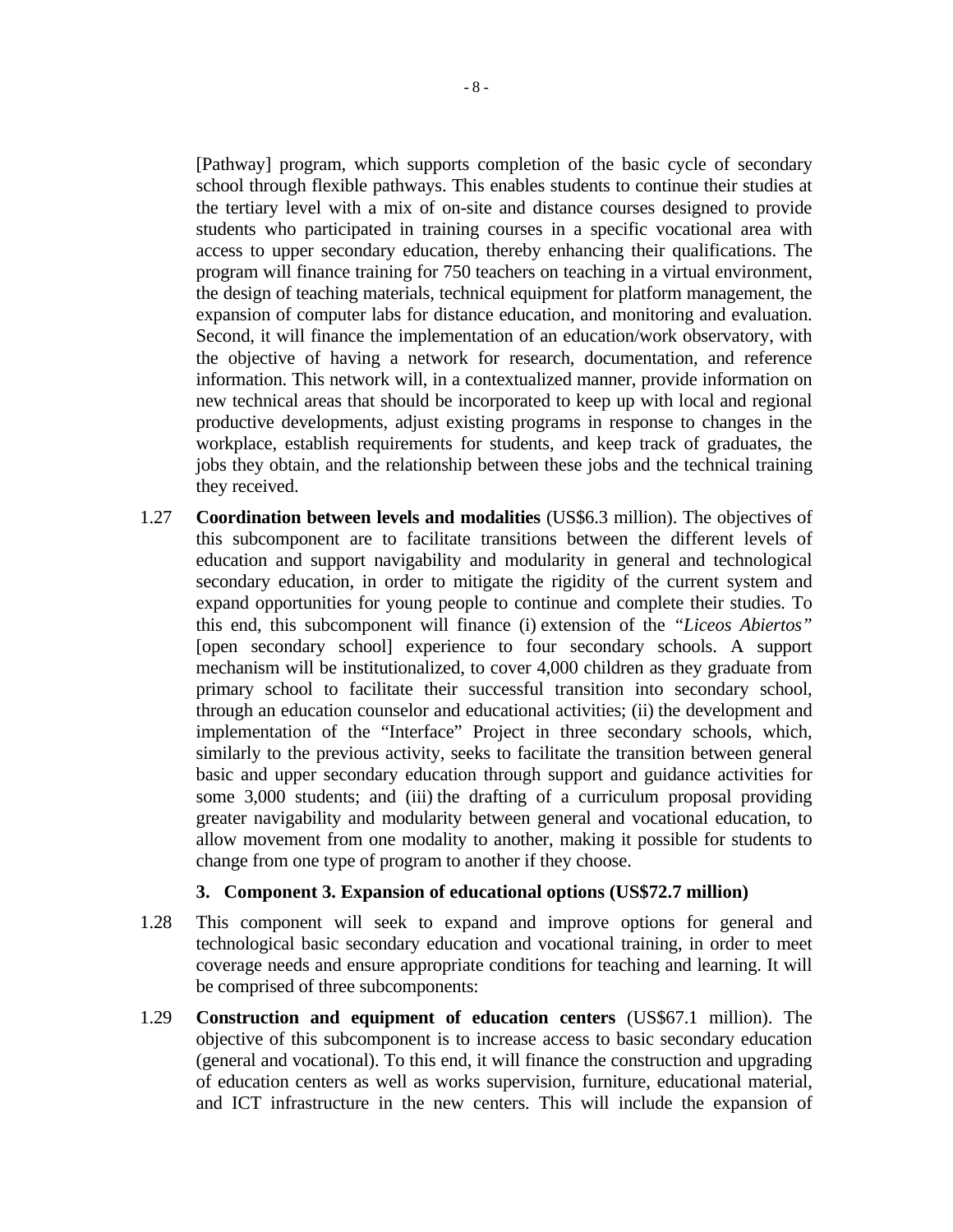[Pathway] program, which supports completion of the basic cycle of secondary school through flexible pathways. This enables students to continue their studies at the tertiary level with a mix of on-site and distance courses designed to provide students who participated in training courses in a specific vocational area with access to upper secondary education, thereby enhancing their qualifications. The program will finance training for 750 teachers on teaching in a virtual environment, the design of teaching materials, technical equipment for platform management, the expansion of computer labs for distance education, and monitoring and evaluation. Second, it will finance the implementation of an education/work observatory, with the objective of having a network for research, documentation, and reference information. This network will, in a contextualized manner, provide information on new technical areas that should be incorporated to keep up with local and regional productive developments, adjust existing programs in response to changes in the workplace, establish requirements for students, and keep track of graduates, the jobs they obtain, and the relationship between these jobs and the technical training they received.

1.27 **Coordination between levels and modalities** (US$6.3 million). The objectives of this subcomponent are to facilitate transitions between the different levels of education and support navigability and modularity in general and technological secondary education, in order to mitigate the rigidity of the current system and expand opportunities for young people to continue and complete their studies. To this end, this subcomponent will finance (i) extension of the *"Liceos Abiertos"* [open secondary school] experience to four secondary schools. A support mechanism will be institutionalized, to cover 4,000 children as they graduate from primary school to facilitate their successful transition into secondary school, through an education counselor and educational activities; (ii) the development and implementation of the "Interface" Project in three secondary schools, which, similarly to the previous activity, seeks to facilitate the transition between general basic and upper secondary education through support and guidance activities for some 3,000 students; and (iii) the drafting of a curriculum proposal providing greater navigability and modularity between general and vocational education, to allow movement from one modality to another, making it possible for students to change from one type of program to another if they choose.

### 3. Component 3. Expansion of educational options (US$72.7 million)

1.28 This component will seek to expand and improve options for general and technological basic secondary education and vocational training, in order to meet coverage needs and ensure appropriate conditions for teaching and learning. It will be comprised of three subcomponents:

1.29 **Construction and equipment of education centers** (US$67.1 million). The objective of this subcomponent is to increase access to basic secondary education (general and vocational). To this end, it will finance the construction and upgrading of education centers as well as works supervision, furniture, educational material, and ICT infrastructure in the new centers. This will include the expansion of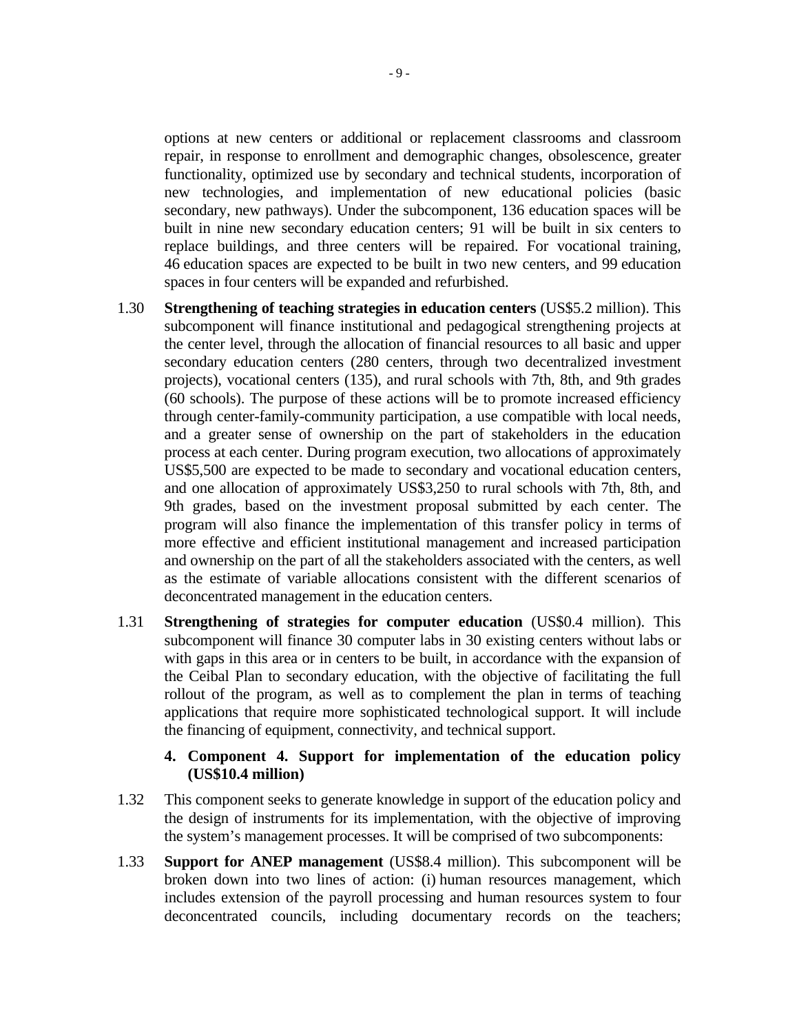options at new centers or additional or replacement classrooms and classroom repair, in response to enrollment and demographic changes, obsolescence, greater functionality, optimized use by secondary and technical students, incorporation of new technologies, and implementation of new educational policies (basic secondary, new pathways). Under the subcomponent, 136 education spaces will be built in nine new secondary education centers; 91 will be built in six centers to replace buildings, and three centers will be repaired. For vocational training, 46 education spaces are expected to be built in two new centers, and 99 education spaces in four centers will be expanded and refurbished.

1.30 **Strengthening of teaching strategies in education centers** (US$5.2 million). This subcomponent will finance institutional and pedagogical strengthening projects at the center level, through the allocation of financial resources to all basic and upper secondary education centers (280 centers, through two decentralized investment projects), vocational centers (135), and rural schools with 7th, 8th, and 9th grades (60 schools). The purpose of these actions will be to promote increased efficiency through center-family-community participation, a use compatible with local needs, and a greater sense of ownership on the part of stakeholders in the education process at each center. During program execution, two allocations of approximately US$5,500 are expected to be made to secondary and vocational education centers, and one allocation of approximately US$3,250 to rural schools with 7th, 8th, and 9th grades, based on the investment proposal submitted by each center. The program will also finance the implementation of this transfer policy in terms of more effective and efficient institutional management and increased participation and ownership on the part of all the stakeholders associated with the centers, as well as the estimate of variable allocations consistent with the different scenarios of deconcentrated management in the education centers.

1.31 **Strengthening of strategies for computer education** (US$0.4 million). This subcomponent will finance 30 computer labs in 30 existing centers without labs or with gaps in this area or in centers to be built, in accordance with the expansion of the Ceibal Plan to secondary education, with the objective of facilitating the full rollout of the program, as well as to complement the plan in terms of teaching applications that require more sophisticated technological support. It will include the financing of equipment, connectivity, and technical support.

### 4. Component 4. Support for implementation of the education policy (US$10.4 million)

1.32 This component seeks to generate knowledge in support of the education policy and the design of instruments for its implementation, with the objective of improving the system's management processes. It will be comprised of two subcomponents:

1.33 **Support for ANEP management** (US$8.4 million). This subcomponent will be broken down into two lines of action: (i) human resources management, which includes extension of the payroll processing and human resources system to four deconcentrated councils, including documentary records on the teachers;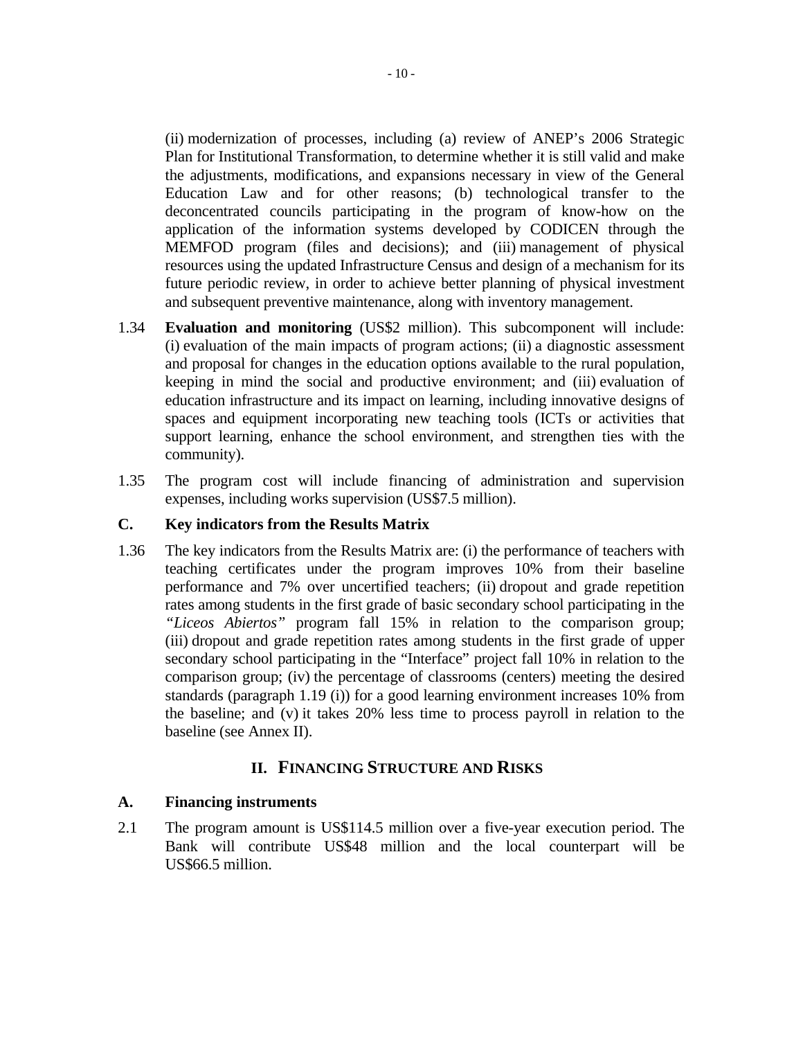(ii) modernization of processes, including (a) review of ANEP's 2006 Strategic Plan for Institutional Transformation, to determine whether it is still valid and make the adjustments, modifications, and expansions necessary in view of the General Education Law and for other reasons; (b) technological transfer to the deconcentrated councils participating in the program of know-how on the application of the information systems developed by CODICEN through the MEMFOD program (files and decisions); and (iii) management of physical resources using the updated Infrastructure Census and design of a mechanism for its future periodic review, in order to achieve better planning of physical investment and subsequent preventive maintenance, along with inventory management.

1.34 **Evaluation and monitoring** (US$2 million). This subcomponent will include: (i) evaluation of the main impacts of program actions; (ii) a diagnostic assessment and proposal for changes in the education options available to the rural population, keeping in mind the social and productive environment; and (iii) evaluation of education infrastructure and its impact on learning, including innovative designs of spaces and equipment incorporating new teaching tools (ICTs or activities that support learning, enhance the school environment, and strengthen ties with the community).

1.35 The program cost will include financing of administration and supervision expenses, including works supervision (US$7.5 million).

### C. Key indicators from the Results Matrix

1.36 The key indicators from the Results Matrix are: (i) the performance of teachers with teaching certificates under the program improves 10% from their baseline performance and 7% over uncertified teachers; (ii) dropout and grade repetition rates among students in the first grade of basic secondary school participating in the *"Liceos Abiertos"* program fall 15% in relation to the comparison group; (iii) dropout and grade repetition rates among students in the first grade of upper secondary school participating in the "Interface" project fall 10% in relation to the comparison group; (iv) the percentage of classrooms (centers) meeting the desired standards (paragraph 1.19 (i)) for a good learning environment increases 10% from the baseline; and (v) it takes 20% less time to process payroll in relation to the baseline (see Annex II).

## II. FINANCING STRUCTURE AND RISKS

### A. Financing instruments

2.1 The program amount is US$114.5 million over a five-year execution period. The Bank will contribute US$48 million and the local counterpart will be US$66.5 million.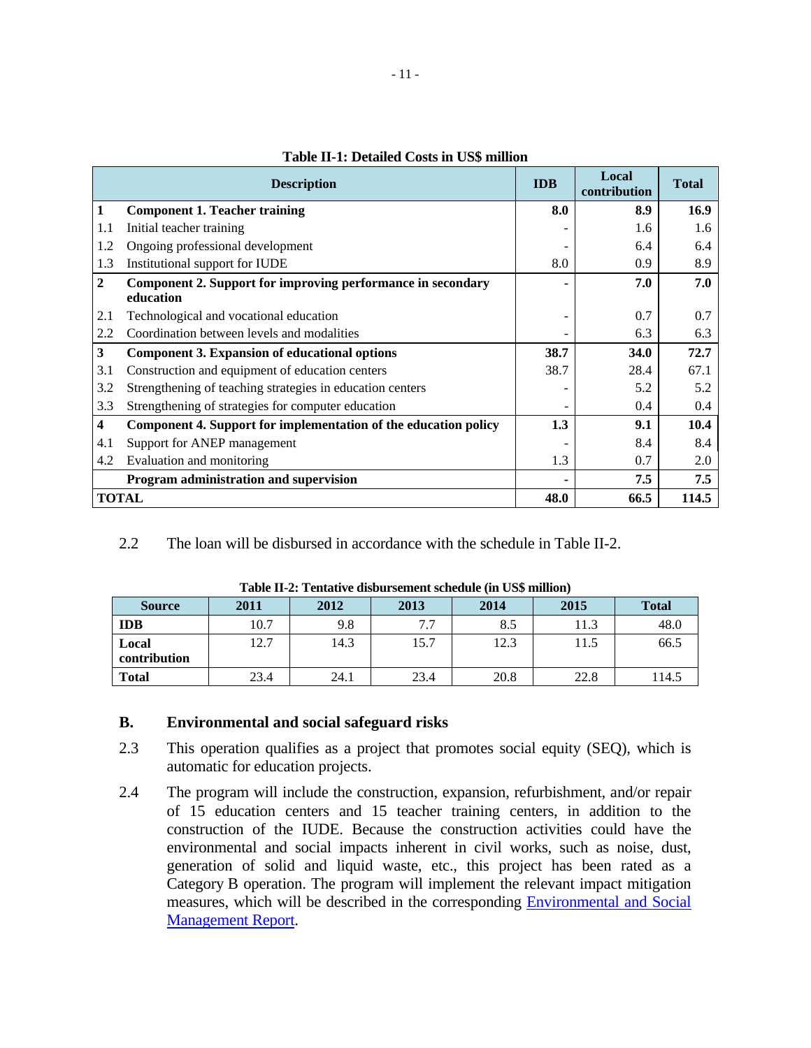**Table II-1: Detailed Costs in US$ million**

| | Description | IDB | Local contribution | Total |
|---|---|---|---|---|
| **1** | **Component 1. Teacher training** | **8.0** | **8.9** | **16.9** |
| 1.1 | Initial teacher training | - | 1.6 | 1.6 |
| 1.2 | Ongoing professional development | - | 6.4 | 6.4 |
| 1.3 | Institutional support for IUDE | 8.0 | 0.9 | 8.9 |
| **2** | **Component 2. Support for improving performance in secondary education** | **-** | **7.0** | **7.0** |
| 2.1 | Technological and vocational education | - | 0.7 | 0.7 |
| 2.2 | Coordination between levels and modalities | - | 6.3 | 6.3 |
| **3** | **Component 3. Expansion of educational options** | **38.7** | **34.0** | **72.7** |
| 3.1 | Construction and equipment of education centers | 38.7 | 28.4 | 67.1 |
| 3.2 | Strengthening of teaching strategies in education centers | - | 5.2 | 5.2 |
| 3.3 | Strengthening of strategies for computer education | - | 0.4 | 0.4 |
| **4** | **Component 4. Support for implementation of the education policy** | **1.3** | **9.1** | **10.4** |
| 4.1 | Support for ANEP management | - | 8.4 | 8.4 |
| 4.2 | Evaluation and monitoring | 1.3 | 0.7 | 2.0 |
| | **Program administration and supervision** | **-** | **7.5** | **7.5** |
| **TOTAL** | | **48.0** | **66.5** | **114.5** |

2.2 The loan will be disbursed in accordance with the schedule in Table II-2.

**Table II-2: Tentative disbursement schedule (in US$ million)**

| Source | 2011 | 2012 | 2013 | 2014 | 2015 | Total |
|---|---|---|---|---|---|---|
| **IDB** | 10.7 | 9.8 | 7.7 | 8.5 | 11.3 | 48.0 |
| **Local contribution** | 12.7 | 14.3 | 15.7 | 12.3 | 11.5 | 66.5 |
| **Total** | 23.4 | 24.1 | 23.4 | 20.8 | 22.8 | 114.5 |

## B. Environmental and social safeguard risks

2.3 This operation qualifies as a project that promotes social equity (SEQ), which is automatic for education projects.

2.4 The program will include the construction, expansion, refurbishment, and/or repair of 15 education centers and 15 teacher training centers, in addition to the construction of the IUDE. Because the construction activities could have the environmental and social impacts inherent in civil works, such as noise, dust, generation of solid and liquid waste, etc., this project has been rated as a Category B operation. The program will implement the relevant impact mitigation measures, which will be described in the corresponding Environmental and Social Management Report.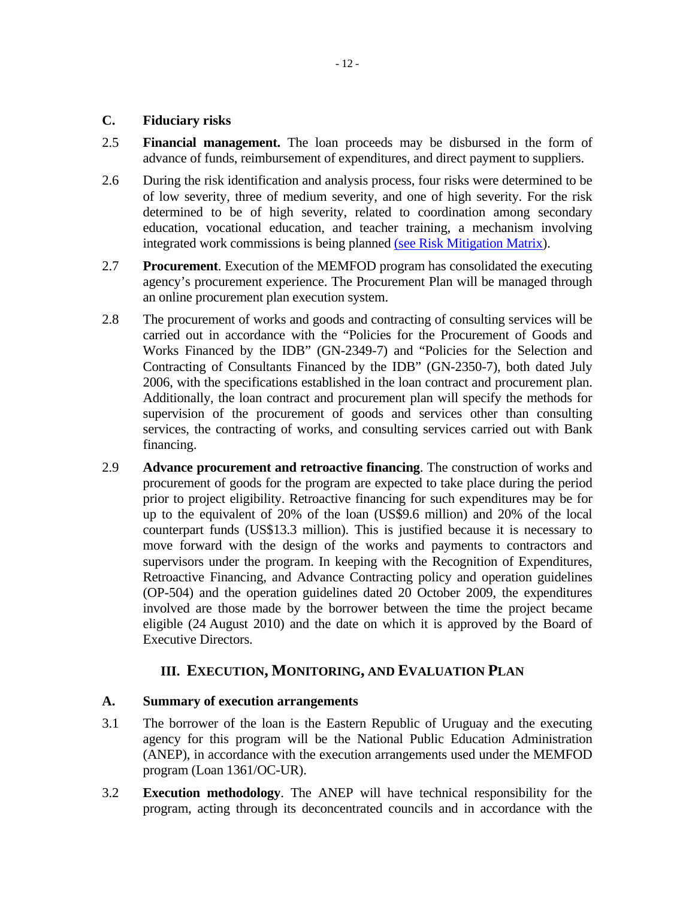### C. Fiduciary risks

2.5 **Financial management.** The loan proceeds may be disbursed in the form of advance of funds, reimbursement of expenditures, and direct payment to suppliers.

2.6 During the risk identification and analysis process, four risks were determined to be of low severity, three of medium severity, and one of high severity. For the risk determined to be of high severity, related to coordination among secondary education, vocational education, and teacher training, a mechanism involving integrated work commissions is being planned (see Risk Mitigation Matrix).

2.7 **Procurement**. Execution of the MEMFOD program has consolidated the executing agency's procurement experience. The Procurement Plan will be managed through an online procurement plan execution system.

2.8 The procurement of works and goods and contracting of consulting services will be carried out in accordance with the "Policies for the Procurement of Goods and Works Financed by the IDB" (GN-2349-7) and "Policies for the Selection and Contracting of Consultants Financed by the IDB" (GN-2350-7), both dated July 2006, with the specifications established in the loan contract and procurement plan. Additionally, the loan contract and procurement plan will specify the methods for supervision of the procurement of goods and services other than consulting services, the contracting of works, and consulting services carried out with Bank financing.

2.9 **Advance procurement and retroactive financing**. The construction of works and procurement of goods for the program are expected to take place during the period prior to project eligibility. Retroactive financing for such expenditures may be for up to the equivalent of 20% of the loan (US$9.6 million) and 20% of the local counterpart funds (US$13.3 million). This is justified because it is necessary to move forward with the design of the works and payments to contractors and supervisors under the program. In keeping with the Recognition of Expenditures, Retroactive Financing, and Advance Contracting policy and operation guidelines (OP-504) and the operation guidelines dated 20 October 2009, the expenditures involved are those made by the borrower between the time the project became eligible (24 August 2010) and the date on which it is approved by the Board of Executive Directors.

## III. EXECUTION, MONITORING, AND EVALUATION PLAN

### A. Summary of execution arrangements

3.1 The borrower of the loan is the Eastern Republic of Uruguay and the executing agency for this program will be the National Public Education Administration (ANEP), in accordance with the execution arrangements used under the MEMFOD program (Loan 1361/OC-UR).

3.2 **Execution methodology**. The ANEP will have technical responsibility for the program, acting through its deconcentrated councils and in accordance with the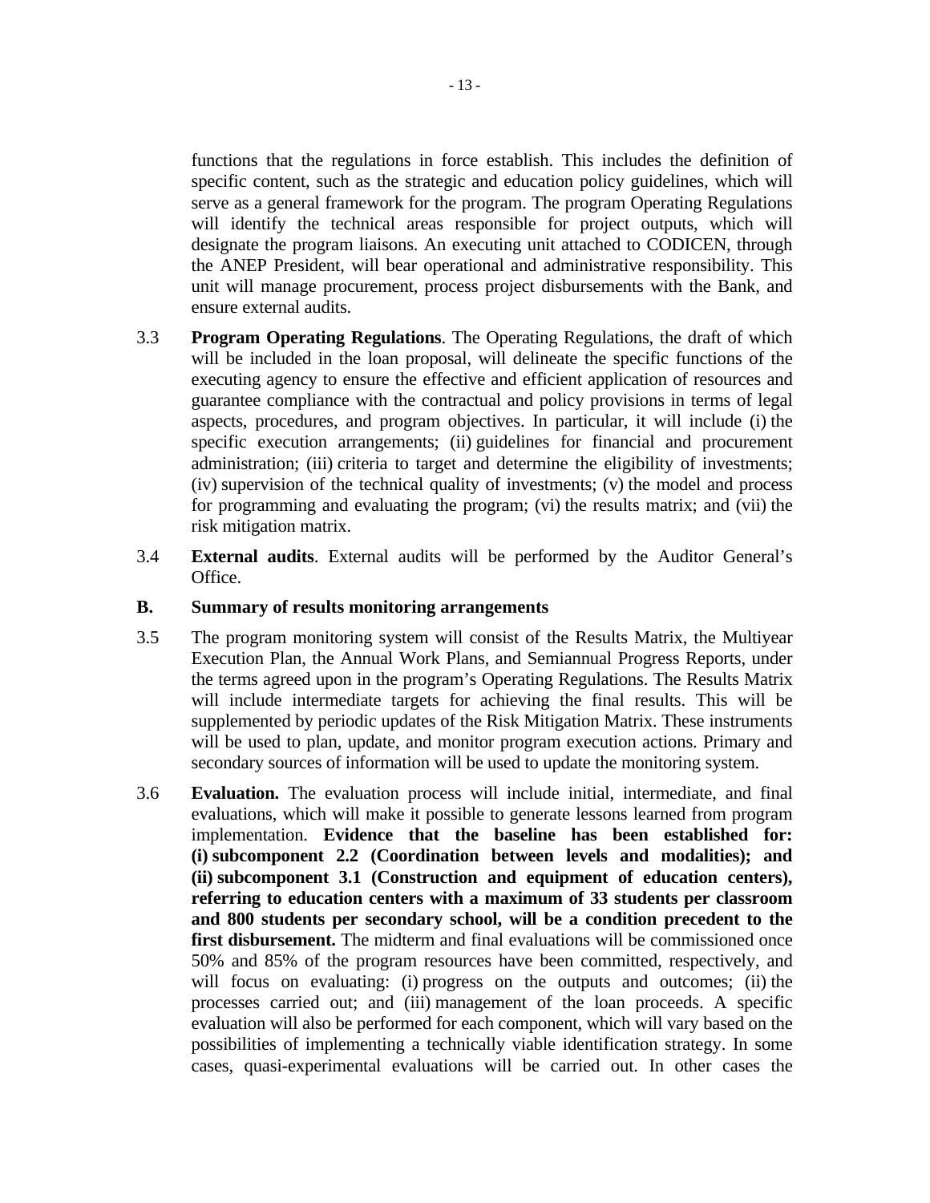functions that the regulations in force establish. This includes the definition of specific content, such as the strategic and education policy guidelines, which will serve as a general framework for the program. The program Operating Regulations will identify the technical areas responsible for project outputs, which will designate the program liaisons. An executing unit attached to CODICEN, through the ANEP President, will bear operational and administrative responsibility. This unit will manage procurement, process project disbursements with the Bank, and ensure external audits.

3.3 **Program Operating Regulations**. The Operating Regulations, the draft of which will be included in the loan proposal, will delineate the specific functions of the executing agency to ensure the effective and efficient application of resources and guarantee compliance with the contractual and policy provisions in terms of legal aspects, procedures, and program objectives. In particular, it will include (i) the specific execution arrangements; (ii) guidelines for financial and procurement administration; (iii) criteria to target and determine the eligibility of investments; (iv) supervision of the technical quality of investments; (v) the model and process for programming and evaluating the program; (vi) the results matrix; and (vii) the risk mitigation matrix.

3.4 **External audits**. External audits will be performed by the Auditor General's Office.

## B. Summary of results monitoring arrangements

3.5 The program monitoring system will consist of the Results Matrix, the Multiyear Execution Plan, the Annual Work Plans, and Semiannual Progress Reports, under the terms agreed upon in the program's Operating Regulations. The Results Matrix will include intermediate targets for achieving the final results. This will be supplemented by periodic updates of the Risk Mitigation Matrix. These instruments will be used to plan, update, and monitor program execution actions. Primary and secondary sources of information will be used to update the monitoring system.

3.6 **Evaluation.** The evaluation process will include initial, intermediate, and final evaluations, which will make it possible to generate lessons learned from program implementation. **Evidence that the baseline has been established for: (i) subcomponent 2.2 (Coordination between levels and modalities); and (ii) subcomponent 3.1 (Construction and equipment of education centers), referring to education centers with a maximum of 33 students per classroom and 800 students per secondary school, will be a condition precedent to the first disbursement.** The midterm and final evaluations will be commissioned once 50% and 85% of the program resources have been committed, respectively, and will focus on evaluating: (i) progress on the outputs and outcomes; (ii) the processes carried out; and (iii) management of the loan proceeds. A specific evaluation will also be performed for each component, which will vary based on the possibilities of implementing a technically viable identification strategy. In some cases, quasi-experimental evaluations will be carried out. In other cases the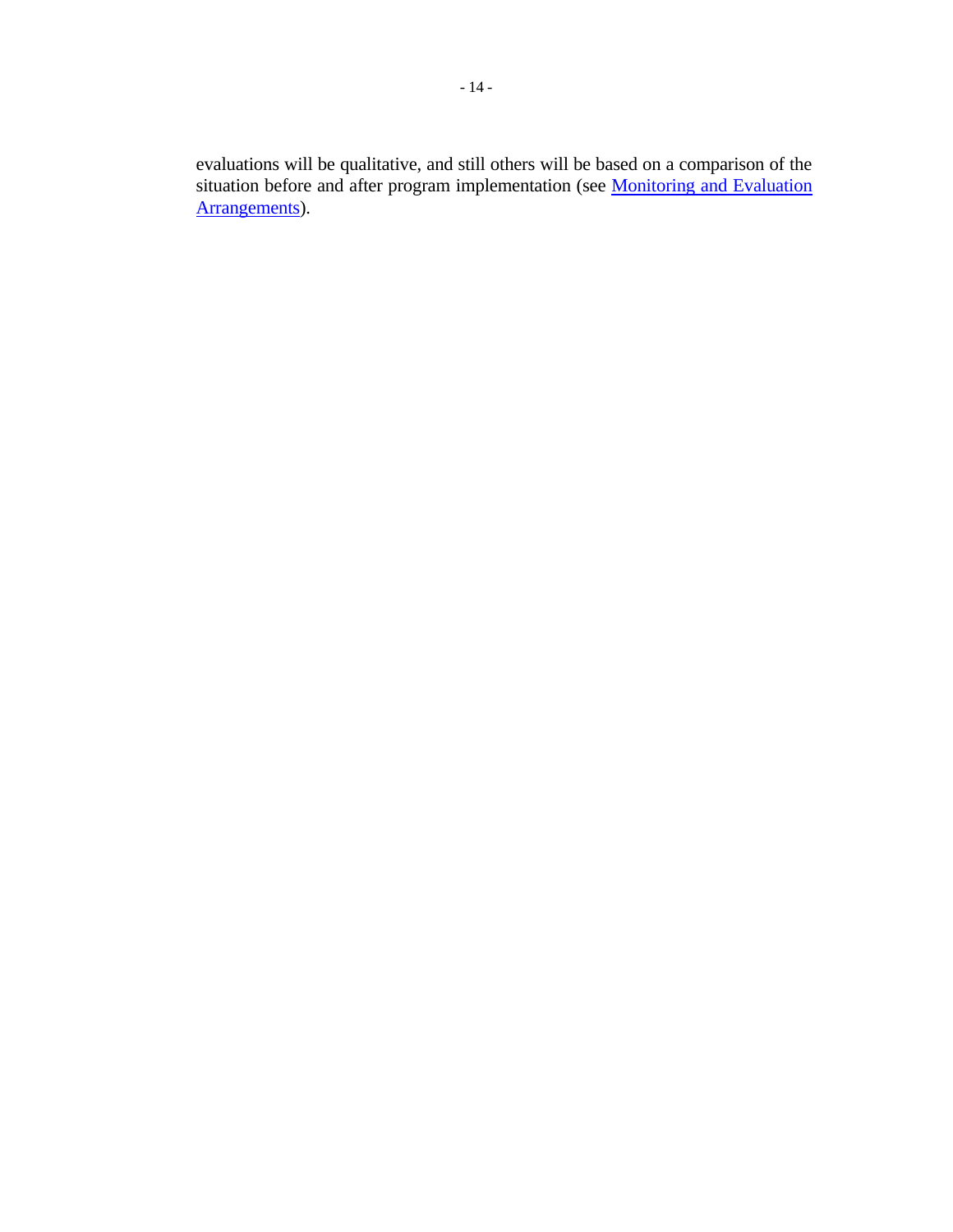evaluations will be qualitative, and still others will be based on a comparison of the situation before and after program implementation (see Monitoring and Evaluation Arrangements).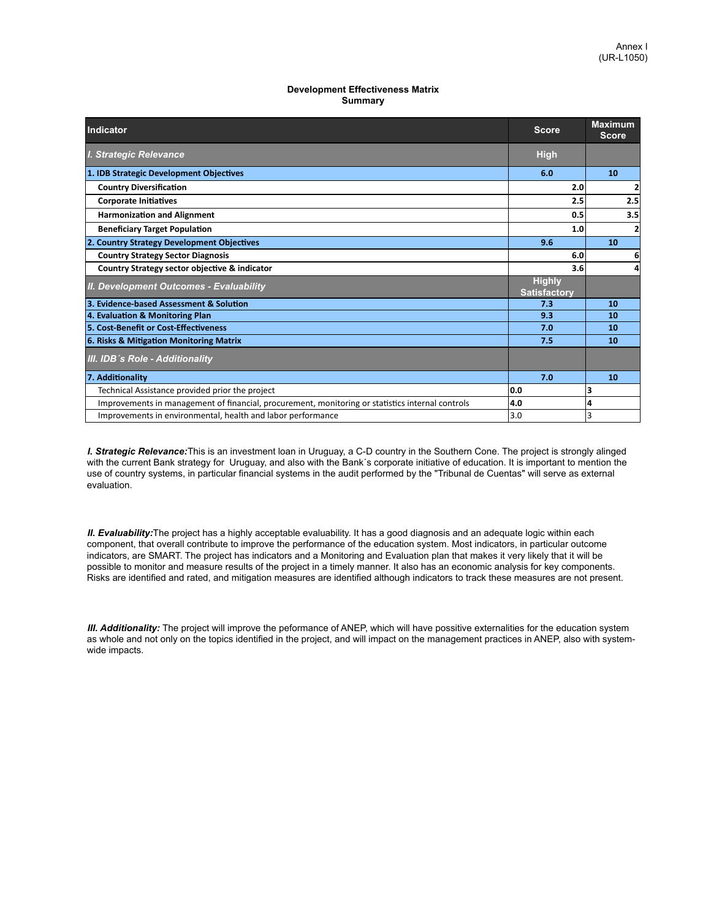Annex I
(UR-L1050)

**Development Effectiveness Matrix**
**Summary**

| Indicator | Score | Maximum Score |
|---|---|---|
| ***I. Strategic Relevance*** | **High** | |
| **1. IDB Strategic Development Objectives** | **6.0** | **10** |
| **Country Diversification** | **2.0** | **2** |
| **Corporate Initiatives** | **2.5** | **2.5** |
| **Harmonization and Alignment** | **0.5** | **3.5** |
| **Beneficiary Target Population** | **1.0** | **2** |
| **2. Country Strategy Development Objectives** | **9.6** | **10** |
| **Country Strategy Sector Diagnosis** | **6.0** | **6** |
| **Country Strategy sector objective & indicator** | **3.6** | **4** |
| ***II. Development Outcomes - Evaluability*** | **Highly Satisfactory** | |
| **3. Evidence-based Assessment & Solution** | **7.3** | **10** |
| **4. Evaluation & Monitoring Plan** | **9.3** | **10** |
| **5. Cost-Benefit or Cost-Effectiveness** | **7.0** | **10** |
| **6. Risks & Mitigation Monitoring Matrix** | **7.5** | **10** |
| ***III. IDB´s Role - Additionality*** | | |
| **7. Additionality** | **7.0** | **10** |
| Technical Assistance provided prior the project | **0.0** | **3** |
| Improvements in management of financial, procurement, monitoring or statistics internal controls | **4.0** | **4** |
| Improvements in environmental, health and labor performance | 3.0 | 3 |

***I. Strategic Relevance:*** This is an investment loan in Uruguay, a C-D country in the Southern Cone. The project is strongly alinged with the current Bank strategy for Uruguay, and also with the Bank´s corporate initiative of education. It is important to mention the use of country systems, in particular financial systems in the audit performed by the "Tribunal de Cuentas" will serve as external evaluation.

***II. Evaluability:*** The project has a highly acceptable evaluability. It has a good diagnosis and an adequate logic within each component, that overall contribute to improve the performance of the education system. Most indicators, in particular outcome indicators, are SMART. The project has indicators and a Monitoring and Evaluation plan that makes it very likely that it will be possible to monitor and measure results of the project in a timely manner. It also has an economic analysis for key components. Risks are identified and rated, and mitigation measures are identified although indicators to track these measures are not present.

***III. Additionality:*** The project will improve the peformance of ANEP, which will have possitive externalities for the education system as whole and not only on the topics identified in the project, and will impact on the management practices in ANEP, also with system-wide impacts.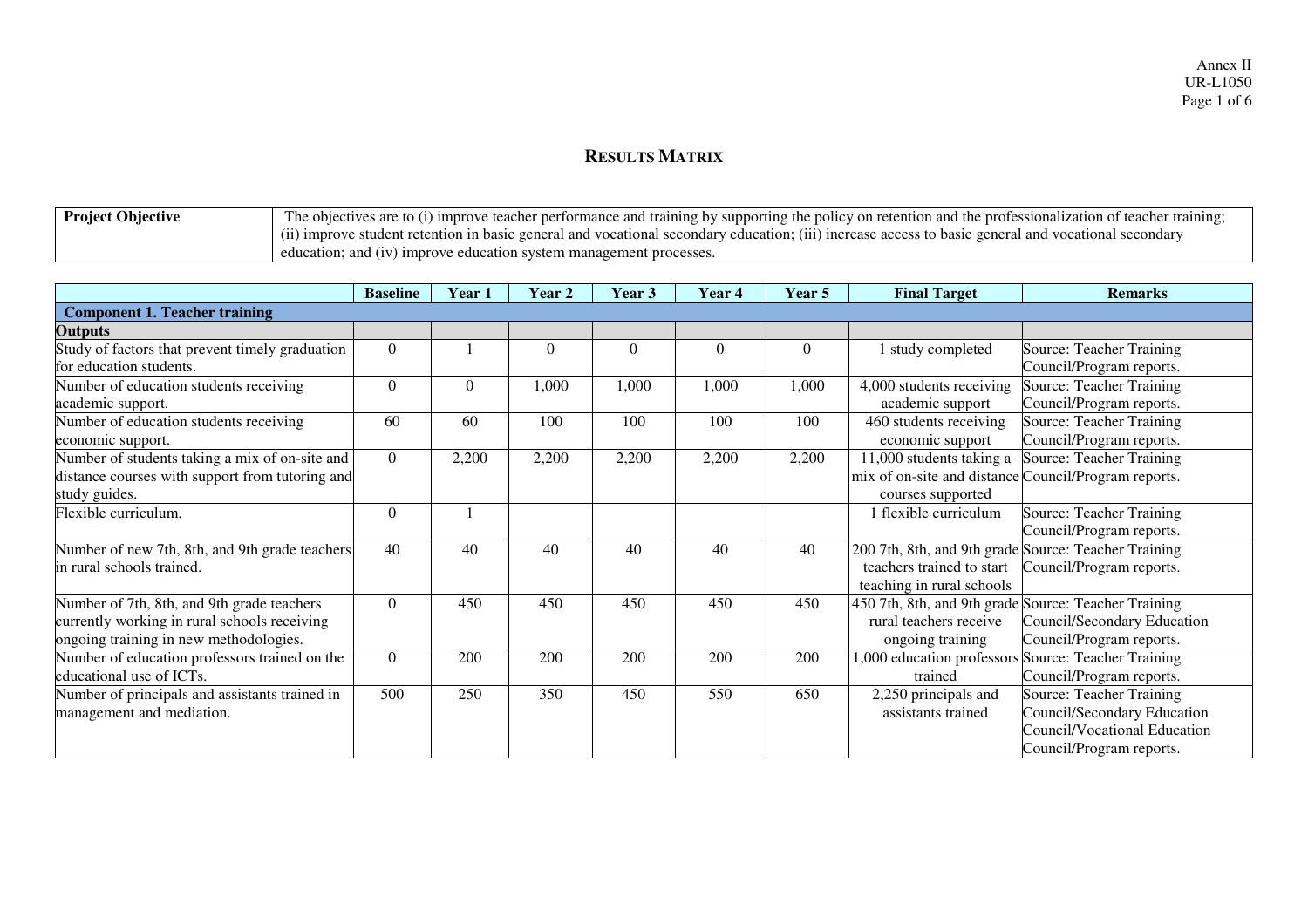## RESULTS MATRIX

| Project Objective | The objectives are to (i) improve teacher performance and training by supporting the policy on retention and the professionalization of teacher training; (ii) improve student retention in basic general and vocational secondary education; (iii) increase access to basic general and vocational secondary education; and (iv) improve education system management processes. |
|---|---|

| | Baseline | Year 1 | Year 2 | Year 3 | Year 4 | Year 5 | Final Target | Remarks |
|---|---|---|---|---|---|---|---|---|
| **Component 1. Teacher training** | | | | | | | | |
| **Outputs** | | | | | | | | |
| Study of factors that prevent timely graduation for education students. | 0 | 1 | 0 | 0 | 0 | 0 | 1 study completed | Source: Teacher Training Council/Program reports. |
| Number of education students receiving academic support. | 0 | 0 | 1,000 | 1,000 | 1,000 | 1,000 | 4,000 students receiving academic support | Source: Teacher Training Council/Program reports. |
| Number of education students receiving economic support. | 60 | 60 | 100 | 100 | 100 | 100 | 460 students receiving economic support | Source: Teacher Training Council/Program reports. |
| Number of students taking a mix of on-site and distance courses with support from tutoring and study guides. | 0 | 2,200 | 2,200 | 2,200 | 2,200 | 2,200 | 11,000 students taking a mix of on-site and distance courses supported | Source: Teacher Training Council/Program reports. |
| Flexible curriculum. | 0 | 1 | | | | | 1 flexible curriculum | Source: Teacher Training Council/Program reports. |
| Number of new 7th, 8th, and 9th grade teachers in rural schools trained. | 40 | 40 | 40 | 40 | 40 | 40 | 200 7th, 8th, and 9th grade teachers trained to start teaching in rural schools | Source: Teacher Training Council/Program reports. |
| Number of 7th, 8th, and 9th grade teachers currently working in rural schools receiving ongoing training in new methodologies. | 0 | 450 | 450 | 450 | 450 | 450 | 450 7th, 8th, and 9th grade rural teachers receive ongoing training | Source: Teacher Training Council/Secondary Education Council/Program reports. |
| Number of education professors trained on the educational use of ICTs. | 0 | 200 | 200 | 200 | 200 | 200 | 1,000 education professors trained | Source: Teacher Training Council/Program reports. |
| Number of principals and assistants trained in management and mediation. | 500 | 250 | 350 | 450 | 550 | 650 | 2,250 principals and assistants trained | Source: Teacher Training Council/Secondary Education Council/Vocational Education Council/Program reports. |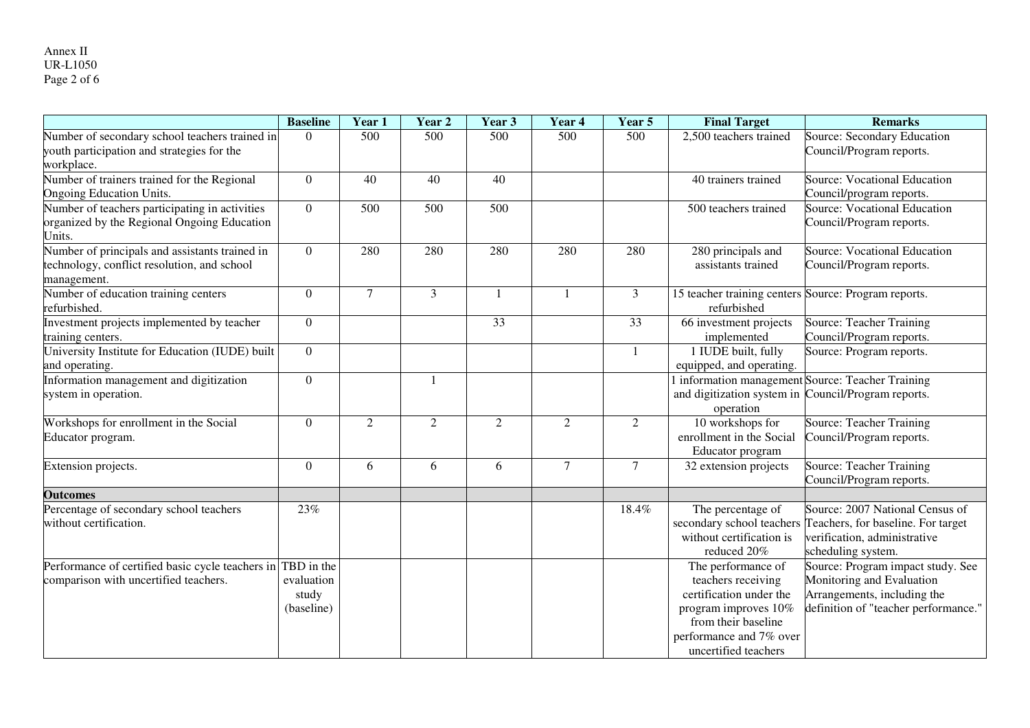| | Baseline | Year 1 | Year 2 | Year 3 | Year 4 | Year 5 | Final Target | Remarks |
|---|---|---|---|---|---|---|---|---|
| Number of secondary school teachers trained in youth participation and strategies for the workplace. | 0 | 500 | 500 | 500 | 500 | 500 | 2,500 teachers trained | Source: Secondary Education Council/Program reports. |
| Number of trainers trained for the Regional Ongoing Education Units. | 0 | 40 | 40 | 40 | | | 40 trainers trained | Source: Vocational Education Council/program reports. |
| Number of teachers participating in activities organized by the Regional Ongoing Education Units. | 0 | 500 | 500 | 500 | | | 500 teachers trained | Source: Vocational Education Council/Program reports. |
| Number of principals and assistants trained in technology, conflict resolution, and school management. | 0 | 280 | 280 | 280 | 280 | 280 | 280 principals and assistants trained | Source: Vocational Education Council/Program reports. |
| Number of education training centers refurbished. | 0 | 7 | 3 | 1 | 1 | 3 | 15 teacher training centers refurbished | Source: Program reports. |
| Investment projects implemented by teacher training centers. | 0 | | | 33 | | 33 | 66 investment projects implemented | Source: Teacher Training Council/Program reports. |
| University Institute for Education (IUDE) built and operating. | 0 | | | | | 1 | 1 IUDE built, fully equipped, and operating. | Source: Program reports. |
| Information management and digitization system in operation. | 0 | | 1 | | | | 1 information management and digitization system in operation | Source: Teacher Training Council/Program reports. |
| Workshops for enrollment in the Social Educator program. | 0 | 2 | 2 | 2 | 2 | 2 | 10 workshops for enrollment in the Social Educator program | Source: Teacher Training Council/Program reports. |
| Extension projects. | 0 | 6 | 6 | 6 | 7 | 7 | 32 extension projects | Source: Teacher Training Council/Program reports. |
| **Outcomes** | | | | | | | | |
| Percentage of secondary school teachers without certification. | 23% | | | | | 18.4% | The percentage of secondary school teachers without certification is reduced 20% | Source: 2007 National Census of Teachers, for baseline. For target verification, administrative scheduling system. |
| Performance of certified basic cycle teachers in comparison with uncertified teachers. | TBD in the evaluation study (baseline) | | | | | | The performance of teachers receiving certification under the program improves 10% from their baseline performance and 7% over uncertified teachers | Source: Program impact study. See Monitoring and Evaluation Arrangements, including the definition of "teacher performance." |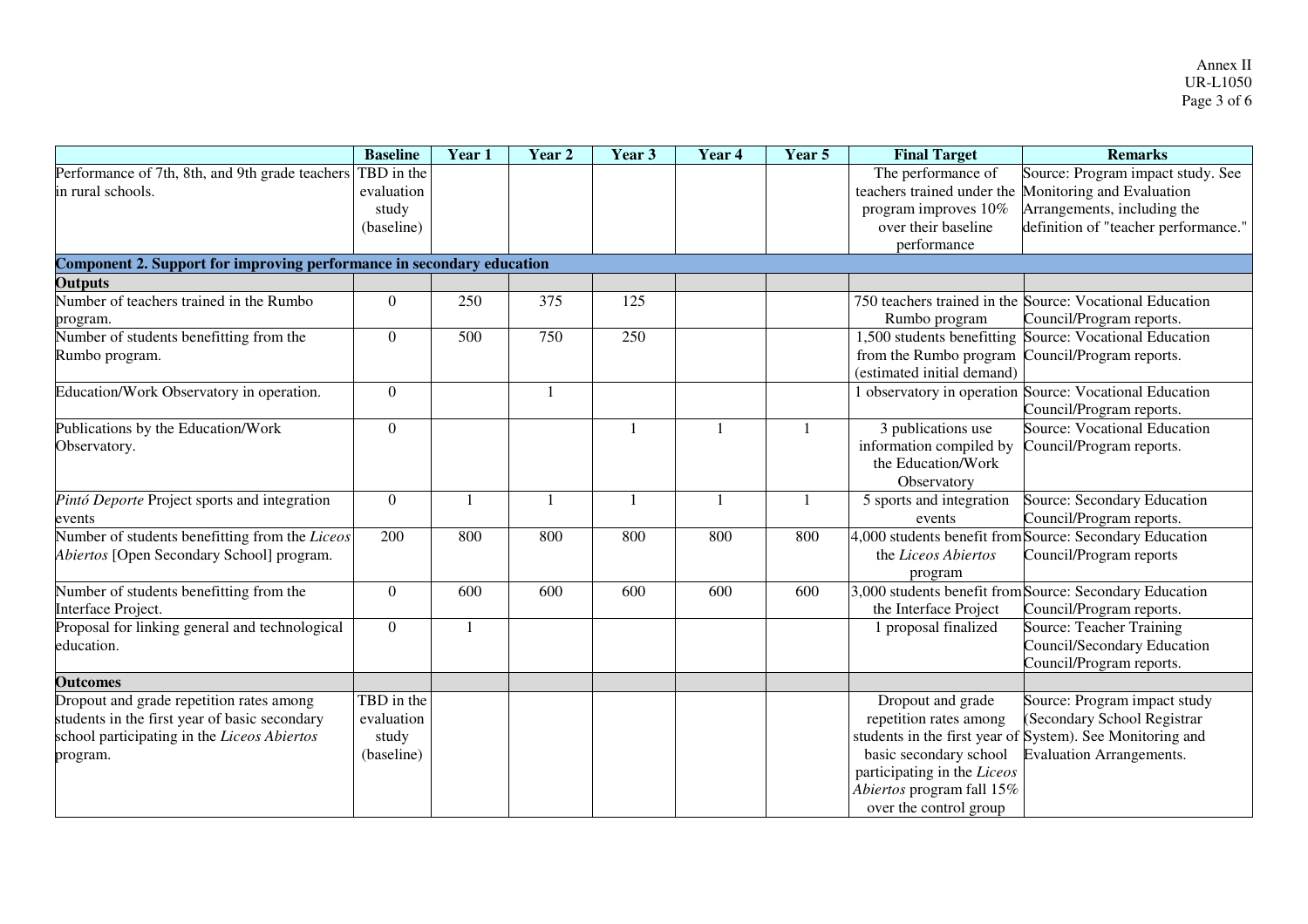|  | Baseline | Year 1 | Year 2 | Year 3 | Year 4 | Year 5 | Final Target | Remarks |
|---|---|---|---|---|---|---|---|---|
| Performance of 7th, 8th, and 9th grade teachers in rural schools. | TBD in the evaluation study (baseline) |  |  |  |  |  | The performance of teachers trained under the program improves 10% over their baseline performance | Source: Program impact study. See Monitoring and Evaluation Arrangements, including the definition of "teacher performance." |
| **Component 2. Support for improving performance in secondary education** |  |  |  |  |  |  |  |  |
| **Outputs** |  |  |  |  |  |  |  |  |
| Number of teachers trained in the Rumbo program. | 0 | 250 | 375 | 125 |  |  | 750 teachers trained in the Rumbo program | Source: Vocational Education Council/Program reports. |
| Number of students benefitting from the Rumbo program. | 0 | 500 | 750 | 250 |  |  | 1,500 students benefitting from the Rumbo program (estimated initial demand) | Source: Vocational Education Council/Program reports. |
| Education/Work Observatory in operation. | 0 |  | 1 |  |  |  | 1 observatory in operation | Source: Vocational Education Council/Program reports. |
| Publications by the Education/Work Observatory. | 0 |  |  | 1 | 1 | 1 | 3 publications use information compiled by the Education/Work Observatory | Source: Vocational Education Council/Program reports. |
| *Pintó Deporte* Project sports and integration events | 0 | 1 | 1 | 1 | 1 | 1 | 5 sports and integration events | Source: Secondary Education Council/Program reports. |
| Number of students benefitting from the *Liceos Abiertos* [Open Secondary School] program. | 200 | 800 | 800 | 800 | 800 | 800 | 4,000 students benefit from the *Liceos Abiertos* program | Source: Secondary Education Council/Program reports |
| Number of students benefitting from the Interface Project. | 0 | 600 | 600 | 600 | 600 | 600 | 3,000 students benefit from the Interface Project | Source: Secondary Education Council/Program reports. |
| Proposal for linking general and technological education. | 0 | 1 |  |  |  |  | 1 proposal finalized | Source: Teacher Training Council/Secondary Education Council/Program reports. |
| **Outcomes** |  |  |  |  |  |  |  |  |
| Dropout and grade repetition rates among students in the first year of basic secondary school participating in the *Liceos Abiertos* program. | TBD in the evaluation study (baseline) |  |  |  |  |  | Dropout and grade repetition rates among students in the first year of basic secondary school participating in the *Liceos Abiertos* program fall 15% over the control group | Source: Program impact study (Secondary School Registrar System). See Monitoring and Evaluation Arrangements. |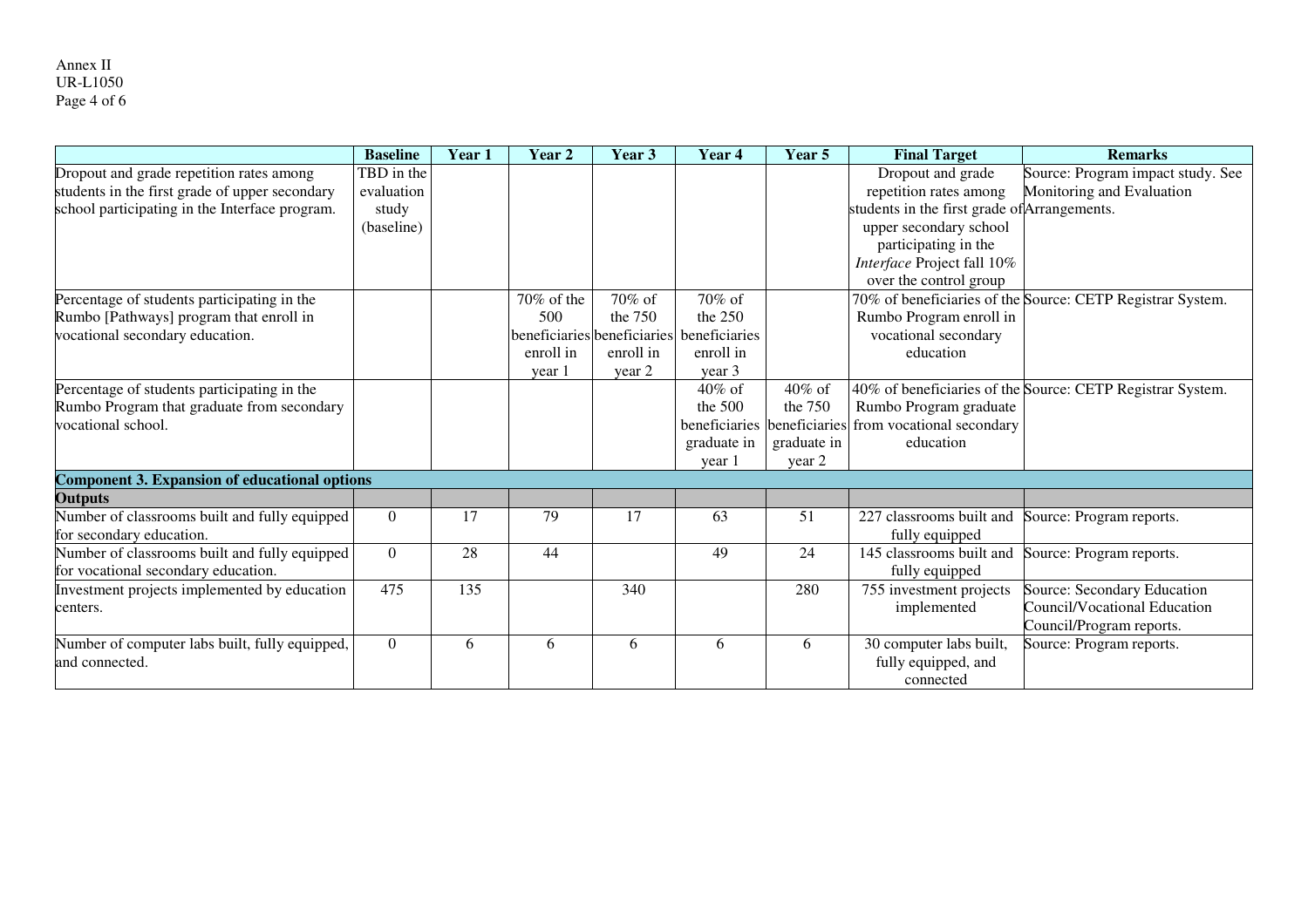| | Baseline | Year 1 | Year 2 | Year 3 | Year 4 | Year 5 | Final Target | Remarks |
|---|---|---|---|---|---|---|---|---|
| Dropout and grade repetition rates among students in the first grade of upper secondary school participating in the Interface program. | TBD in the evaluation study (baseline) | | | | | | Dropout and grade repetition rates among students in the first grade of upper secondary school participating in the *Interface* Project fall 10% over the control group | Source: Program impact study. See Monitoring and Evaluation Arrangements. |
| Percentage of students participating in the Rumbo [Pathways] program that enroll in vocational secondary education. | | | 70% of the 500 beneficiaries enroll in year 1 | 70% of the 750 beneficiaries enroll in year 2 | 70% of the 250 beneficiaries enroll in year 3 | | 70% of beneficiaries of the Rumbo Program enroll in vocational secondary education | Source: CETP Registrar System. |
| Percentage of students participating in the Rumbo Program that graduate from secondary vocational school. | | | | | 40% of the 500 beneficiaries graduate in year 1 | 40% of the 750 beneficiaries graduate in year 2 | 40% of beneficiaries of the Rumbo Program graduate from vocational secondary education | Source: CETP Registrar System. |
| **Component 3. Expansion of educational options** | | | | | | | | |
| **Outputs** | | | | | | | | |
| Number of classrooms built and fully equipped for secondary education. | 0 | 17 | 79 | 17 | 63 | 51 | 227 classrooms built and fully equipped | Source: Program reports. |
| Number of classrooms built and fully equipped for vocational secondary education. | 0 | 28 | 44 | | 49 | 24 | 145 classrooms built and fully equipped | Source: Program reports. |
| Investment projects implemented by education centers. | 475 | 135 | | 340 | | 280 | 755 investment projects implemented | Source: Secondary Education Council/Vocational Education Council/Program reports. |
| Number of computer labs built, fully equipped, and connected. | 0 | 6 | 6 | 6 | 6 | 6 | 30 computer labs built, fully equipped, and connected | Source: Program reports. |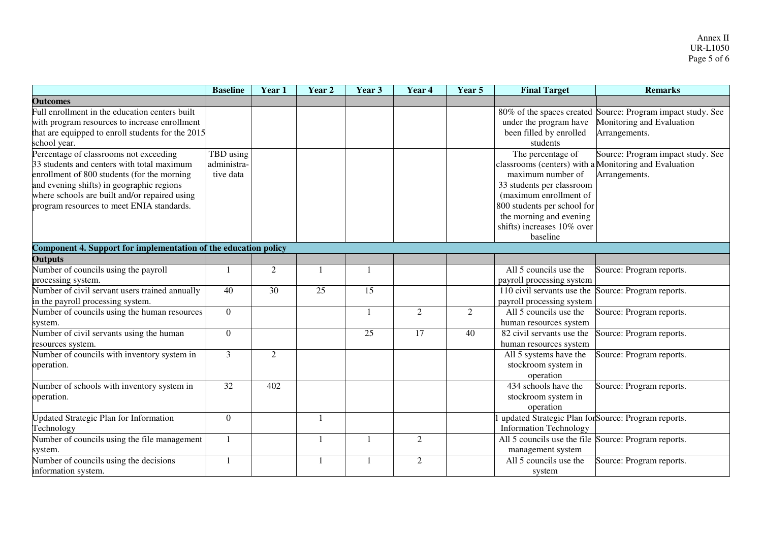| | Baseline | Year 1 | Year 2 | Year 3 | Year 4 | Year 5 | Final Target | Remarks |
|---|---|---|---|---|---|---|---|---|
| **Outcomes** | | | | | | | | |
| Full enrollment in the education centers built with program resources to increase enrollment that are equipped to enroll students for the 2015 school year. | | | | | | | 80% of the spaces created under the program have been filled by enrolled students | Source: Program impact study. See Monitoring and Evaluation Arrangements. |
| Percentage of classrooms not exceeding 33 students and centers with total maximum enrollment of 800 students (for the morning and evening shifts) in geographic regions where schools are built and/or repaired using program resources to meet ENIA standards. | TBD using administra-tive data | | | | | | The percentage of classrooms (centers) with a maximum number of 33 students per classroom (maximum enrollment of 800 students per school for the morning and evening shifts) increases 10% over baseline | Source: Program impact study. See Monitoring and Evaluation Arrangements. |
| **Component 4. Support for implementation of the education policy** | | | | | | | | |
| **Outputs** | | | | | | | | |
| Number of councils using the payroll processing system. | 1 | 2 | 1 | 1 | | | All 5 councils use the payroll processing system | Source: Program reports. |
| Number of civil servant users trained annually in the payroll processing system. | 40 | 30 | 25 | 15 | | | 110 civil servants use the payroll processing system | Source: Program reports. |
| Number of councils using the human resources system. | 0 | | | 1 | 2 | 2 | All 5 councils use the human resources system | Source: Program reports. |
| Number of civil servants using the human resources system. | 0 | | | 25 | 17 | 40 | 82 civil servants use the human resources system | Source: Program reports. |
| Number of councils with inventory system in operation. | 3 | 2 | | | | | All 5 systems have the stockroom system in operation | Source: Program reports. |
| Number of schools with inventory system in operation. | 32 | 402 | | | | | 434 schools have the stockroom system in operation | Source: Program reports. |
| Updated Strategic Plan for Information Technology | 0 | | 1 | | | | 1 updated Strategic Plan for Information Technology | Source: Program reports. |
| Number of councils using the file management system. | 1 | | 1 | 1 | 2 | | All 5 councils use the file management system | Source: Program reports. |
| Number of councils using the decisions information system. | 1 | | 1 | 1 | 2 | | All 5 councils use the system | Source: Program reports. |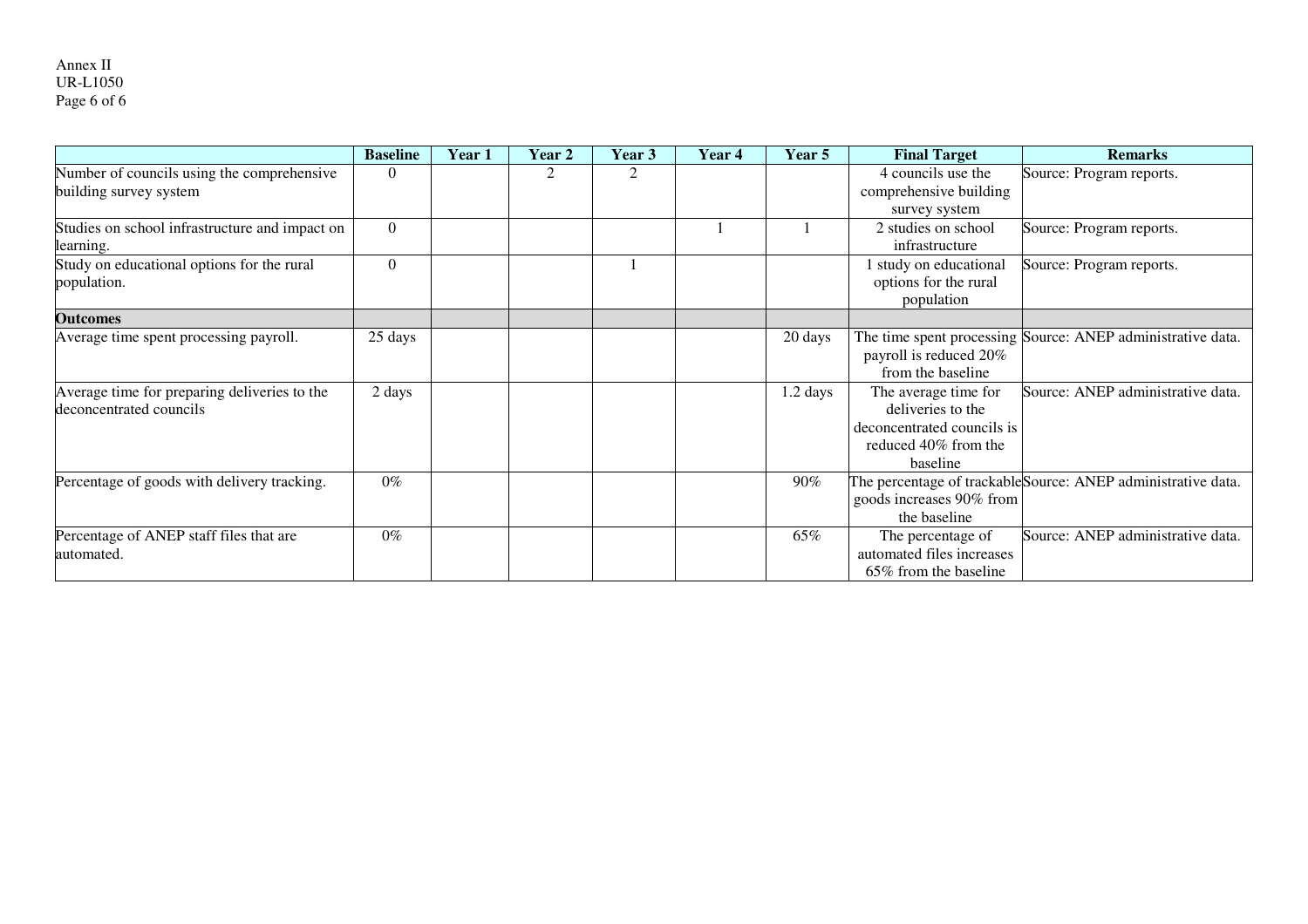| | Baseline | Year 1 | Year 2 | Year 3 | Year 4 | Year 5 | Final Target | Remarks |
|---|---|---|---|---|---|---|---|---|
| Number of councils using the comprehensive building survey system | 0 | | 2 | 2 | | | 4 councils use the comprehensive building survey system | Source: Program reports. |
| Studies on school infrastructure and impact on learning. | 0 | | | | 1 | 1 | 2 studies on school infrastructure | Source: Program reports. |
| Study on educational options for the rural population. | 0 | | | 1 | | | 1 study on educational options for the rural population | Source: Program reports. |
| **Outcomes** | | | | | | | | |
| Average time spent processing payroll. | 25 days | | | | | 20 days | The time spent processing payroll is reduced 20% from the baseline | Source: ANEP administrative data. |
| Average time for preparing deliveries to the deconcentrated councils | 2 days | | | | | 1.2 days | The average time for deliveries to the deconcentrated councils is reduced 40% from the baseline | Source: ANEP administrative data. |
| Percentage of goods with delivery tracking. | 0% | | | | | 90% | The percentage of trackable goods increases 90% from the baseline | Source: ANEP administrative data. |
| Percentage of ANEP staff files that are automated. | 0% | | | | | 65% | The percentage of automated files increases 65% from the baseline | Source: ANEP administrative data. |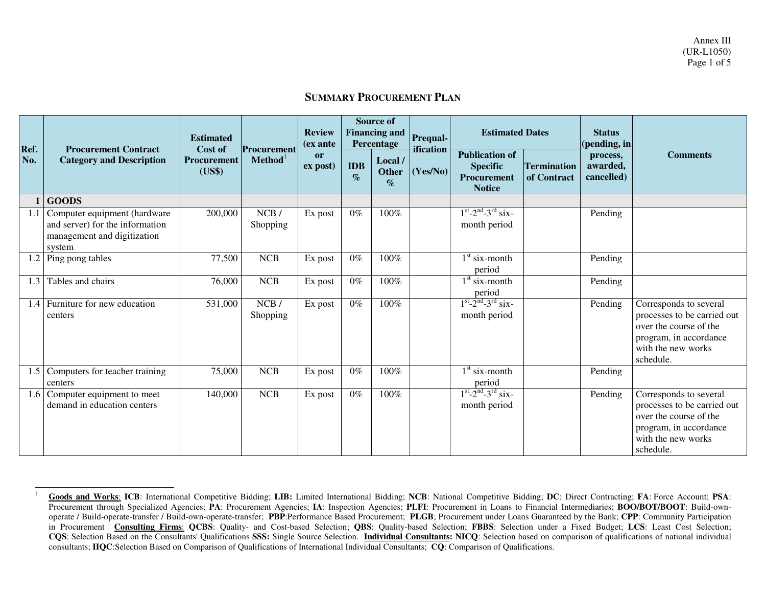Annex III
(UR-L1050)

## SUMMARY PROCUREMENT PLAN

| Ref. No. | Procurement Contract Category and Description | Estimated Cost of Procurement (US$) | Procurement Method[1] | Review (ex ante or ex post) | Source of Financing and Percentage | | Prequal-ification (Yes/No) | Estimated Dates | | Status (pending, in process, awarded, cancelled) | Comments |
|---|---|---|---|---|---|---|---|---|---|---|---|
| | | | | | IDB % | Local / Other % | | Publication of Specific Procurement Notice | Termination of Contract | | |
| 1 | **GOODS** | | | | | | | | | | |
| 1.1 | Computer equipment (hardware and server) for the information management and digitization system | 200,000 | NCB / Shopping | Ex post | 0% | 100% | | 1st-2nd-3rd six-month period | | Pending | |
| 1.2 | Ping pong tables | 77,500 | NCB | Ex post | 0% | 100% | | 1st six-month period | | Pending | |
| 1.3 | Tables and chairs | 76,000 | NCB | Ex post | 0% | 100% | | 1st six-month period | | Pending | |
| 1.4 | Furniture for new education centers | 531,000 | NCB / Shopping | Ex post | 0% | 100% | | 1st-2nd-3rd six-month period | | Pending | Corresponds to several processes to be carried out over the course of the program, in accordance with the new works schedule. |
| 1.5 | Computers for teacher training centers | 75,000 | NCB | Ex post | 0% | 100% | | 1st six-month period | | Pending | |
| 1.6 | Computer equipment to meet demand in education centers | 140,000 | NCB | Ex post | 0% | 100% | | 1st-2nd-3rd six-month period | | Pending | Corresponds to several processes to be carried out over the course of the program, in accordance with the new works schedule. |

[1] **Goods and Works**: **ICB**: International Competitive Bidding; **LIB:** Limited International Bidding; **NCB**: National Competitive Bidding; **DC**: Direct Contracting; **FA**: Force Account; **PSA**: Procurement through Specialized Agencies; **PA**: Procurement Agencies; **IA**: Inspection Agencies; **PLFI**: Procurement in Loans to Financial Intermediaries; **BOO/BOT/BOOT**: Build-own-operate / Build-operate-transfer / Build-own-operate-transfer; **PBP**:Performance Based Procurement; **PLGB**; Procurement under Loans Guaranteed by the Bank; **CPP**: Community Participation in Procurement **Consulting Firms**: **QCBS**: Quality- and Cost-based Selection; **QBS**: Quality-based Selection; **FBBS**: Selection under a Fixed Budget; **LCS**: Least Cost Selection; **CQS**: Selection Based on the Consultants' Qualifications **SSS:** Single Source Selection. **Individual Consultants: NICQ**: Selection based on comparison of qualifications of national individual consultants; **IIQC**:Selection Based on Comparison of Qualifications of International Individual Consultants; **CQ**: Comparison of Qualifications.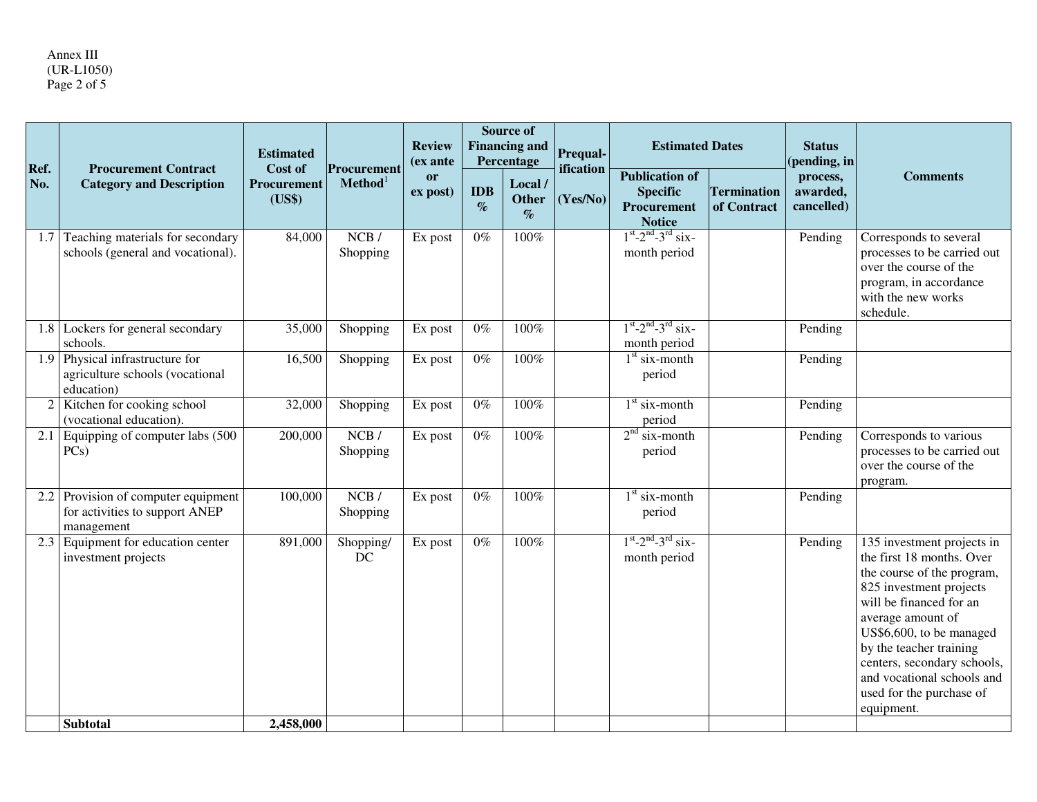| Ref. No. | Procurement Contract Category and Description | Estimated Cost of Procurement (US$) | Procurement Method[1] | Review (ex ante or ex post) | Source of Financing and Percentage | | Prequal-ification (Yes/No) | Estimated Dates | | Status (pending, in process, awarded, cancelled) | Comments |
|---|---|---|---|---|---|---|---|---|---|---|---|
| | | | | | IDB % | Local / Other % | | Publication of Specific Procurement Notice | Termination of Contract | | |
| 1.7 | Teaching materials for secondary schools (general and vocational). | 84,000 | NCB / Shopping | Ex post | 0% | 100% | | 1st-2nd-3rd six-month period | | Pending | Corresponds to several processes to be carried out over the course of the program, in accordance with the new works schedule. |
| 1.8 | Lockers for general secondary schools. | 35,000 | Shopping | Ex post | 0% | 100% | | 1st-2nd-3rd six-month period | | Pending | |
| 1.9 | Physical infrastructure for agriculture schools (vocational education) | 16,500 | Shopping | Ex post | 0% | 100% | | 1st six-month period | | Pending | |
| 2 | Kitchen for cooking school (vocational education). | 32,000 | Shopping | Ex post | 0% | 100% | | 1st six-month period | | Pending | |
| 2.1 | Equipping of computer labs (500 PCs) | 200,000 | NCB / Shopping | Ex post | 0% | 100% | | 2nd six-month period | | Pending | Corresponds to various processes to be carried out over the course of the program. |
| 2.2 | Provision of computer equipment for activities to support ANEP management | 100,000 | NCB / Shopping | Ex post | 0% | 100% | | 1st six-month period | | Pending | |
| 2.3 | Equipment for education center investment projects | 891,000 | Shopping/ DC | Ex post | 0% | 100% | | 1st-2nd-3rd six-month period | | Pending | 135 investment projects in the first 18 months. Over the course of the program, 825 investment projects will be financed for an average amount of US$6,600, to be managed by the teacher training centers, secondary schools, and vocational schools and used for the purchase of equipment. |
| | **Subtotal** | **2,458,000** | | | | | | | | | |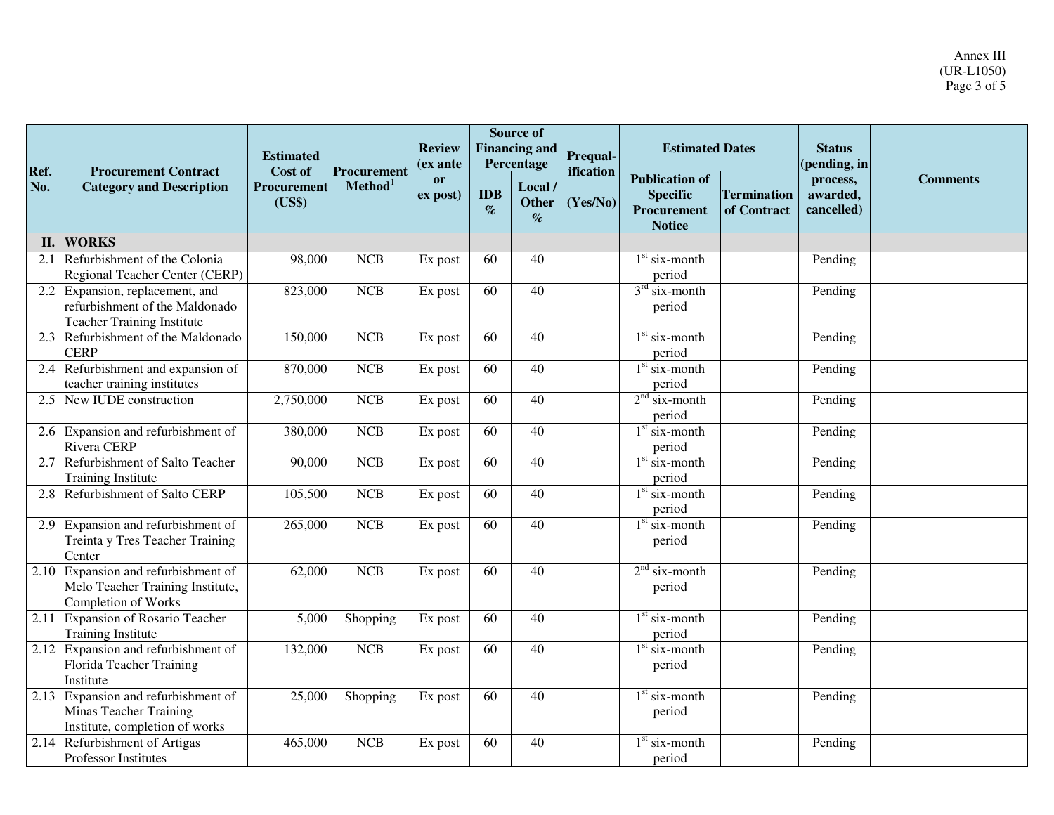| Ref. No. | Procurement Contract Category and Description | Estimated Cost of Procurement (US$) | Procurement Method[1] | Review (ex ante or ex post) | Source of Financing and Percentage | | Prequal-ification (Yes/No) | Estimated Dates | | Status (pending, in process, awarded, cancelled) | Comments |
|---|---|---|---|---|---|---|---|---|---|---|---|
| | | | | | IDB % | Local / Other % | | Publication of Specific Procurement Notice | Termination of Contract | | |
| II. | **WORKS** | | | | | | | | | | |
| 2.1 | Refurbishment of the Colonia Regional Teacher Center (CERP) | 98,000 | NCB | Ex post | 60 | 40 | | 1st six-month period | | Pending | |
| 2.2 | Expansion, replacement, and refurbishment of the Maldonado Teacher Training Institute | 823,000 | NCB | Ex post | 60 | 40 | | 3rd six-month period | | Pending | |
| 2.3 | Refurbishment of the Maldonado CERP | 150,000 | NCB | Ex post | 60 | 40 | | 1st six-month period | | Pending | |
| 2.4 | Refurbishment and expansion of teacher training institutes | 870,000 | NCB | Ex post | 60 | 40 | | 1st six-month period | | Pending | |
| 2.5 | New IUDE construction | 2,750,000 | NCB | Ex post | 60 | 40 | | 2nd six-month period | | Pending | |
| 2.6 | Expansion and refurbishment of Rivera CERP | 380,000 | NCB | Ex post | 60 | 40 | | 1st six-month period | | Pending | |
| 2.7 | Refurbishment of Salto Teacher Training Institute | 90,000 | NCB | Ex post | 60 | 40 | | 1st six-month period | | Pending | |
| 2.8 | Refurbishment of Salto CERP | 105,500 | NCB | Ex post | 60 | 40 | | 1st six-month period | | Pending | |
| 2.9 | Expansion and refurbishment of Treinta y Tres Teacher Training Center | 265,000 | NCB | Ex post | 60 | 40 | | 1st six-month period | | Pending | |
| 2.10 | Expansion and refurbishment of Melo Teacher Training Institute, Completion of Works | 62,000 | NCB | Ex post | 60 | 40 | | 2nd six-month period | | Pending | |
| 2.11 | Expansion of Rosario Teacher Training Institute | 5,000 | Shopping | Ex post | 60 | 40 | | 1st six-month period | | Pending | |
| 2.12 | Expansion and refurbishment of Florida Teacher Training Institute | 132,000 | NCB | Ex post | 60 | 40 | | 1st six-month period | | Pending | |
| 2.13 | Expansion and refurbishment of Minas Teacher Training Institute, completion of works | 25,000 | Shopping | Ex post | 60 | 40 | | 1st six-month period | | Pending | |
| 2.14 | Refurbishment of Artigas Professor Institutes | 465,000 | NCB | Ex post | 60 | 40 | | 1st six-month period | | Pending | |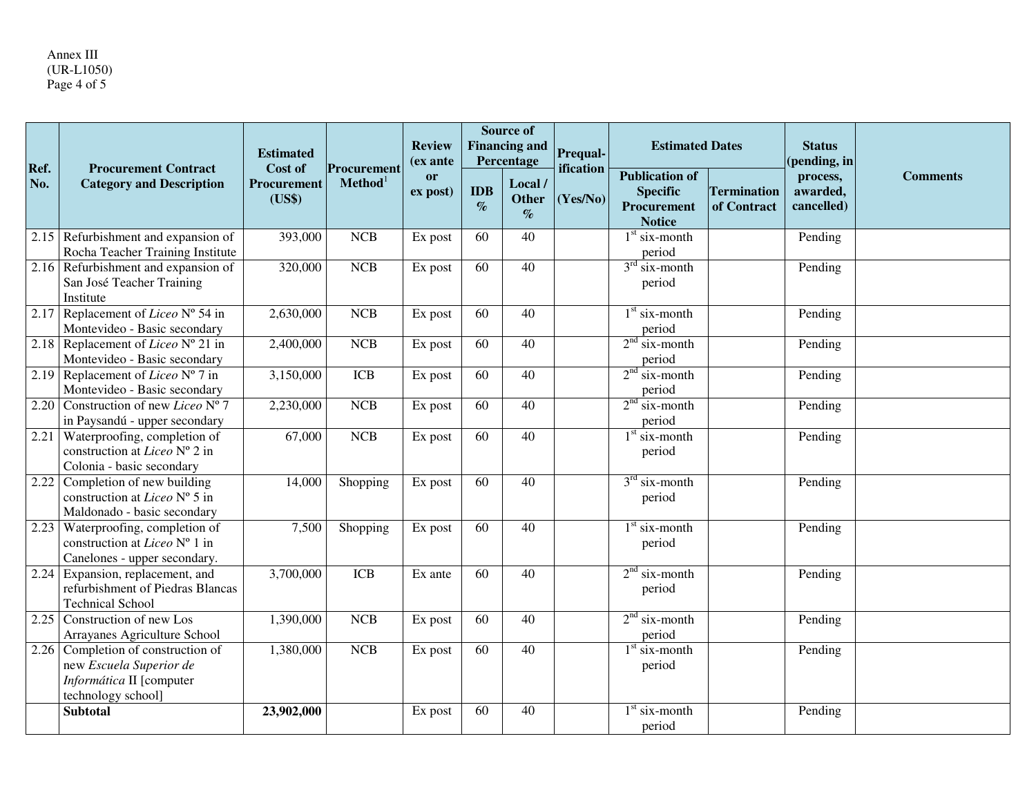| Ref. No. | Procurement Contract Category and Description | Estimated Cost of Procurement (US$) | Procurement Method[1] | Review (ex ante or ex post) | Source of Financing and Percentage | | Prequal-ification (Yes/No) | Estimated Dates | | Status (pending, in process, awarded, cancelled) | Comments |
|---|---|---|---|---|---|---|---|---|---|---|---|
| | | | | | IDB % | Local / Other % | | Publication of Specific Procurement Notice | Termination of Contract | | |
| 2.15 | Refurbishment and expansion of Rocha Teacher Training Institute | 393,000 | NCB | Ex post | 60 | 40 | | 1st six-month period | | Pending | |
| 2.16 | Refurbishment and expansion of San José Teacher Training Institute | 320,000 | NCB | Ex post | 60 | 40 | | 3rd six-month period | | Pending | |
| 2.17 | Replacement of *Liceo* Nº 54 in Montevideo - Basic secondary | 2,630,000 | NCB | Ex post | 60 | 40 | | 1st six-month period | | Pending | |
| 2.18 | Replacement of *Liceo* Nº 21 in Montevideo - Basic secondary | 2,400,000 | NCB | Ex post | 60 | 40 | | 2nd six-month period | | Pending | |
| 2.19 | Replacement of *Liceo* Nº 7 in Montevideo - Basic secondary | 3,150,000 | ICB | Ex post | 60 | 40 | | 2nd six-month period | | Pending | |
| 2.20 | Construction of new *Liceo* Nº 7 in Paysandú - upper secondary | 2,230,000 | NCB | Ex post | 60 | 40 | | 2nd six-month period | | Pending | |
| 2.21 | Waterproofing, completion of construction at *Liceo* Nº 2 in Colonia - basic secondary | 67,000 | NCB | Ex post | 60 | 40 | | 1st six-month period | | Pending | |
| 2.22 | Completion of new building construction at *Liceo* Nº 5 in Maldonado - basic secondary | 14,000 | Shopping | Ex post | 60 | 40 | | 3rd six-month period | | Pending | |
| 2.23 | Waterproofing, completion of construction at *Liceo* Nº 1 in Canelones - upper secondary. | 7,500 | Shopping | Ex post | 60 | 40 | | 1st six-month period | | Pending | |
| 2.24 | Expansion, replacement, and refurbishment of Piedras Blancas Technical School | 3,700,000 | ICB | Ex ante | 60 | 40 | | 2nd six-month period | | Pending | |
| 2.25 | Construction of new Los Arrayanes Agriculture School | 1,390,000 | NCB | Ex post | 60 | 40 | | 2nd six-month period | | Pending | |
| 2.26 | Completion of construction of new *Escuela Superior de Informática* II [computer technology school] | 1,380,000 | NCB | Ex post | 60 | 40 | | 1st six-month period | | Pending | |
| | **Subtotal** | **23,902,000** | | Ex post | 60 | 40 | | 1st six-month period | | Pending | |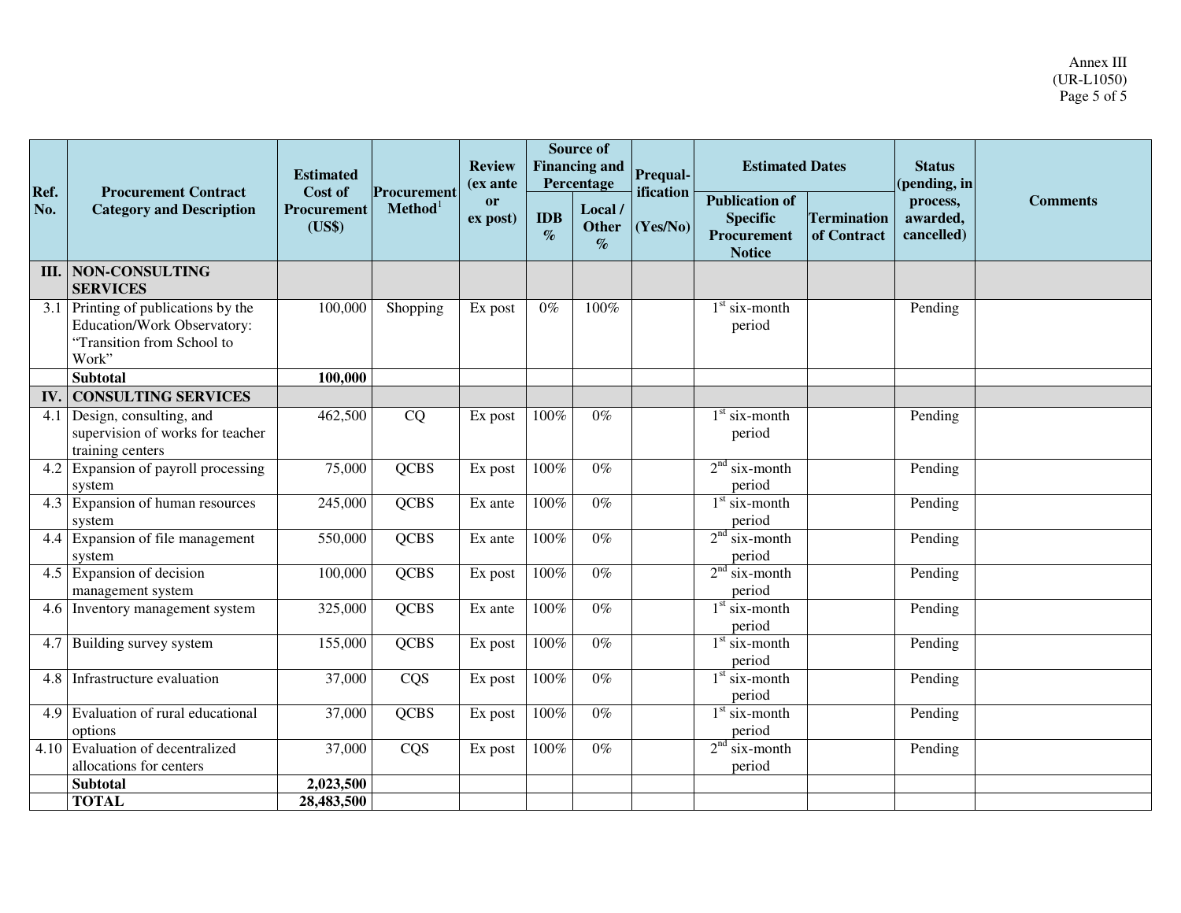| Ref. No. | Procurement Contract Category and Description | Estimated Cost of Procurement (US$) | Procurement Method[1] | Review (ex ante or ex post) | Source of Financing and Percentage | | Prequal-ification (Yes/No) | Estimated Dates | | Status (pending, in process, awarded, cancelled) | Comments |
|---|---|---|---|---|---|---|---|---|---|---|---|
| | | | | | IDB % | Local / Other % | | Publication of Specific Procurement Notice | Termination of Contract | | |
| **III.** | **NON-CONSULTING SERVICES** | | | | | | | | | | |
| 3.1 | Printing of publications by the Education/Work Observatory: "Transition from School to Work" | 100,000 | Shopping | Ex post | 0% | 100% | | 1st six-month period | | Pending | |
| | **Subtotal** | **100,000** | | | | | | | | | |
| **IV.** | **CONSULTING SERVICES** | | | | | | | | | | |
| 4.1 | Design, consulting, and supervision of works for teacher training centers | 462,500 | CQ | Ex post | 100% | 0% | | 1st six-month period | | Pending | |
| 4.2 | Expansion of payroll processing system | 75,000 | QCBS | Ex post | 100% | 0% | | 2nd six-month period | | Pending | |
| 4.3 | Expansion of human resources system | 245,000 | QCBS | Ex ante | 100% | 0% | | 1st six-month period | | Pending | |
| 4.4 | Expansion of file management system | 550,000 | QCBS | Ex ante | 100% | 0% | | 2nd six-month period | | Pending | |
| 4.5 | Expansion of decision management system | 100,000 | QCBS | Ex post | 100% | 0% | | 2nd six-month period | | Pending | |
| 4.6 | Inventory management system | 325,000 | QCBS | Ex ante | 100% | 0% | | 1st six-month period | | Pending | |
| 4.7 | Building survey system | 155,000 | QCBS | Ex post | 100% | 0% | | 1st six-month period | | Pending | |
| 4.8 | Infrastructure evaluation | 37,000 | CQS | Ex post | 100% | 0% | | 1st six-month period | | Pending | |
| 4.9 | Evaluation of rural educational options | 37,000 | QCBS | Ex post | 100% | 0% | | 1st six-month period | | Pending | |
| 4.10 | Evaluation of decentralized allocations for centers | 37,000 | CQS | Ex post | 100% | 0% | | 2nd six-month period | | Pending | |
| | **Subtotal** | **2,023,500** | | | | | | | | | |
| | **TOTAL** | **28,483,500** | | | | | | | | | |